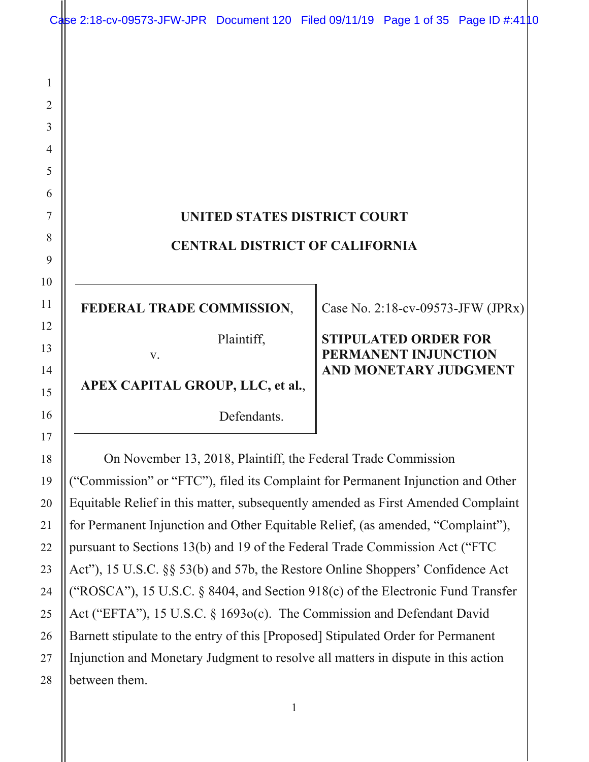# UNITED STATES DISTRICT COURT

# CENTRAL DISTRICT OF CALIFORNIA

| | |
|---|---|
| **FEDERAL TRADE COMMISSION**, Plaintiff, v. **APEX CAPITAL GROUP, LLC, et al.**, Defendants. | Case No. 2:18-cv-09573-JFW (JPRx) **STIPULATED ORDER FOR PERMANENT INJUNCTION AND MONETARY JUDGMENT** |

On November 13, 2018, Plaintiff, the Federal Trade Commission ("Commission" or "FTC"), filed its Complaint for Permanent Injunction and Other Equitable Relief in this matter, subsequently amended as First Amended Complaint for Permanent Injunction and Other Equitable Relief, (as amended, "Complaint"), pursuant to Sections 13(b) and 19 of the Federal Trade Commission Act ("FTC Act"), 15 U.S.C. §§ 53(b) and 57b, the Restore Online Shoppers' Confidence Act ("ROSCA"), 15 U.S.C. § 8404, and Section 918(c) of the Electronic Fund Transfer Act ("EFTA"), 15 U.S.C. § 1693o(c). The Commission and Defendant David Barnett stipulate to the entry of this [Proposed] Stipulated Order for Permanent Injunction and Monetary Judgment to resolve all matters in dispute in this action between them.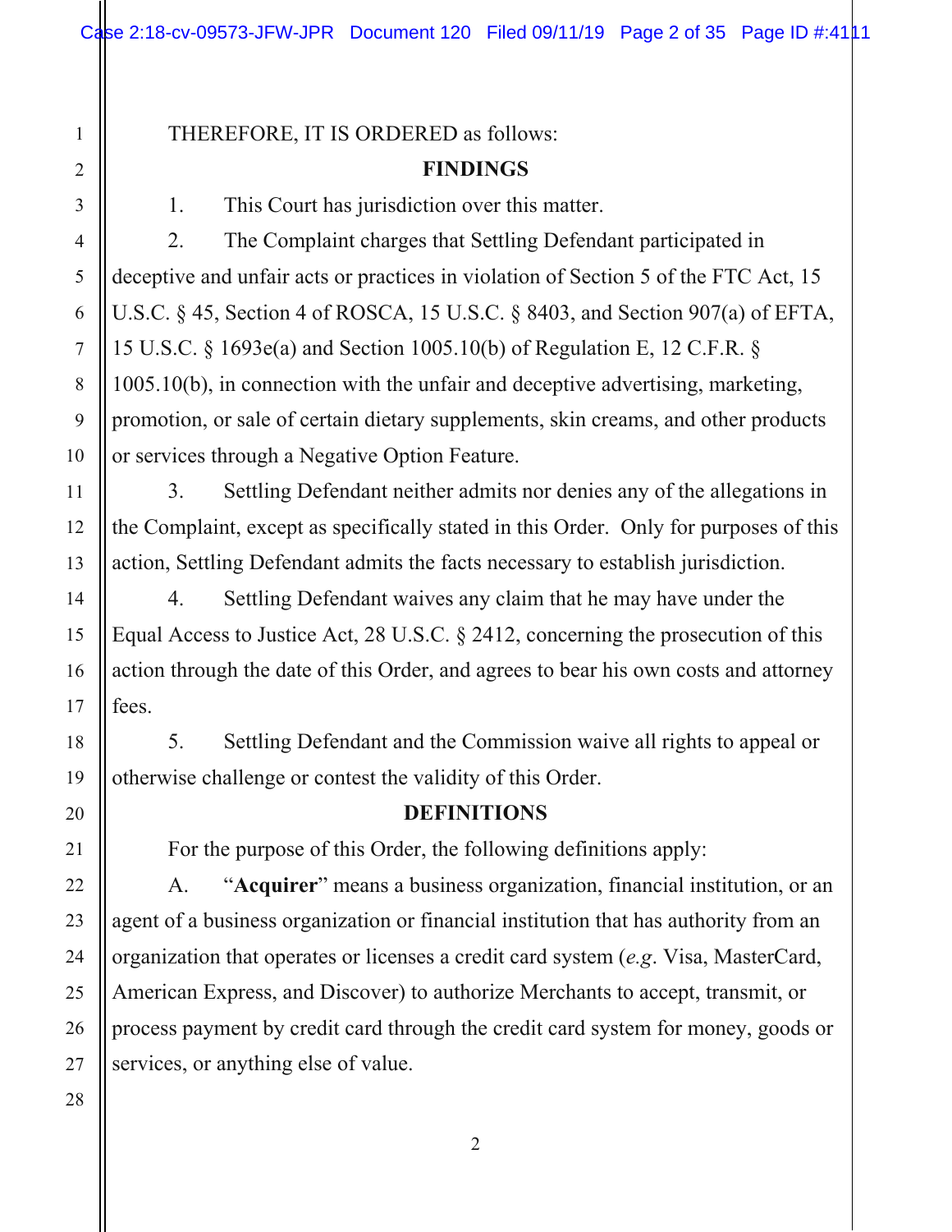THEREFORE, IT IS ORDERED as follows:

## FINDINGS

1. This Court has jurisdiction over this matter.

2. The Complaint charges that Settling Defendant participated in deceptive and unfair acts or practices in violation of Section 5 of the FTC Act, 15 U.S.C. § 45, Section 4 of ROSCA, 15 U.S.C. § 8403, and Section 907(a) of EFTA, 15 U.S.C. § 1693e(a) and Section 1005.10(b) of Regulation E, 12 C.F.R. § 1005.10(b), in connection with the unfair and deceptive advertising, marketing, promotion, or sale of certain dietary supplements, skin creams, and other products or services through a Negative Option Feature.

3. Settling Defendant neither admits nor denies any of the allegations in the Complaint, except as specifically stated in this Order. Only for purposes of this action, Settling Defendant admits the facts necessary to establish jurisdiction.

4. Settling Defendant waives any claim that he may have under the Equal Access to Justice Act, 28 U.S.C. § 2412, concerning the prosecution of this action through the date of this Order, and agrees to bear his own costs and attorney fees.

5. Settling Defendant and the Commission waive all rights to appeal or otherwise challenge or contest the validity of this Order.

## DEFINITIONS

For the purpose of this Order, the following definitions apply:

A. "**Acquirer**" means a business organization, financial institution, or an agent of a business organization or financial institution that has authority from an organization that operates or licenses a credit card system (*e.g*. Visa, MasterCard, American Express, and Discover) to authorize Merchants to accept, transmit, or process payment by credit card through the credit card system for money, goods or services, or anything else of value.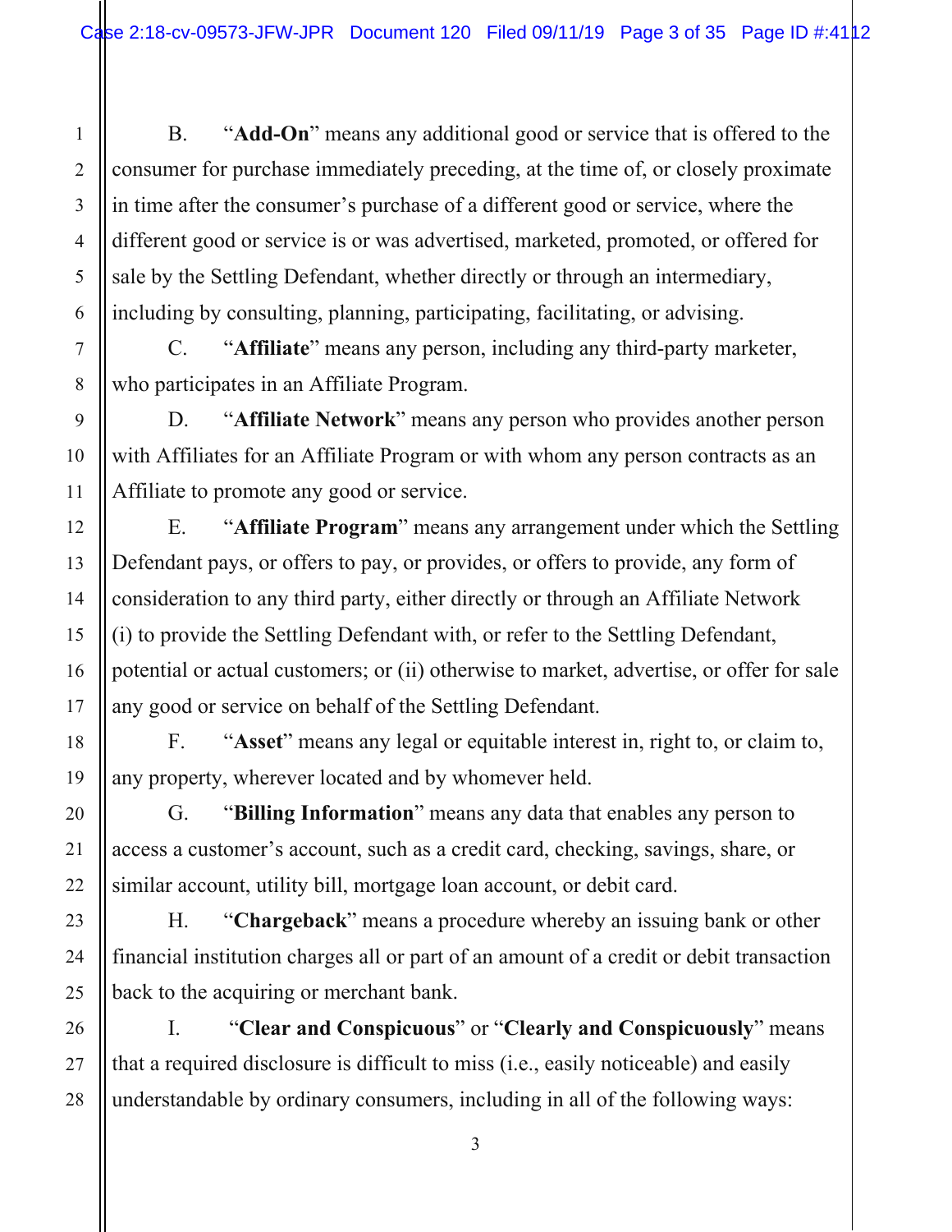B. "**Add-On**" means any additional good or service that is offered to the consumer for purchase immediately preceding, at the time of, or closely proximate in time after the consumer's purchase of a different good or service, where the different good or service is or was advertised, marketed, promoted, or offered for sale by the Settling Defendant, whether directly or through an intermediary, including by consulting, planning, participating, facilitating, or advising.

C. "**Affiliate**" means any person, including any third-party marketer, who participates in an Affiliate Program.

D. "**Affiliate Network**" means any person who provides another person with Affiliates for an Affiliate Program or with whom any person contracts as an Affiliate to promote any good or service.

E. "**Affiliate Program**" means any arrangement under which the Settling Defendant pays, or offers to pay, or provides, or offers to provide, any form of consideration to any third party, either directly or through an Affiliate Network (i) to provide the Settling Defendant with, or refer to the Settling Defendant, potential or actual customers; or (ii) otherwise to market, advertise, or offer for sale any good or service on behalf of the Settling Defendant.

F. "**Asset**" means any legal or equitable interest in, right to, or claim to, any property, wherever located and by whomever held.

G. "**Billing Information**" means any data that enables any person to access a customer's account, such as a credit card, checking, savings, share, or similar account, utility bill, mortgage loan account, or debit card.

H. "**Chargeback**" means a procedure whereby an issuing bank or other financial institution charges all or part of an amount of a credit or debit transaction back to the acquiring or merchant bank.

I. "**Clear and Conspicuous**" or "**Clearly and Conspicuously**" means that a required disclosure is difficult to miss (i.e., easily noticeable) and easily understandable by ordinary consumers, including in all of the following ways: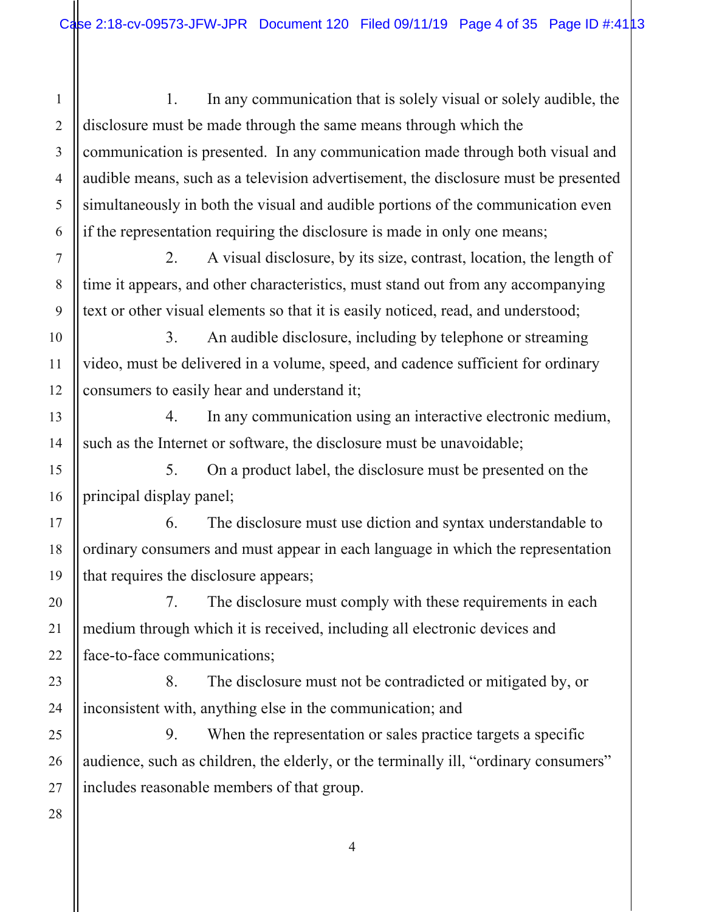1. In any communication that is solely visual or solely audible, the disclosure must be made through the same means through which the communication is presented. In any communication made through both visual and audible means, such as a television advertisement, the disclosure must be presented simultaneously in both the visual and audible portions of the communication even if the representation requiring the disclosure is made in only one means;

2. A visual disclosure, by its size, contrast, location, the length of time it appears, and other characteristics, must stand out from any accompanying text or other visual elements so that it is easily noticed, read, and understood;

3. An audible disclosure, including by telephone or streaming video, must be delivered in a volume, speed, and cadence sufficient for ordinary consumers to easily hear and understand it;

4. In any communication using an interactive electronic medium, such as the Internet or software, the disclosure must be unavoidable;

5. On a product label, the disclosure must be presented on the principal display panel;

6. The disclosure must use diction and syntax understandable to ordinary consumers and must appear in each language in which the representation that requires the disclosure appears;

7. The disclosure must comply with these requirements in each medium through which it is received, including all electronic devices and face-to-face communications;

8. The disclosure must not be contradicted or mitigated by, or inconsistent with, anything else in the communication; and

9. When the representation or sales practice targets a specific audience, such as children, the elderly, or the terminally ill, "ordinary consumers" includes reasonable members of that group.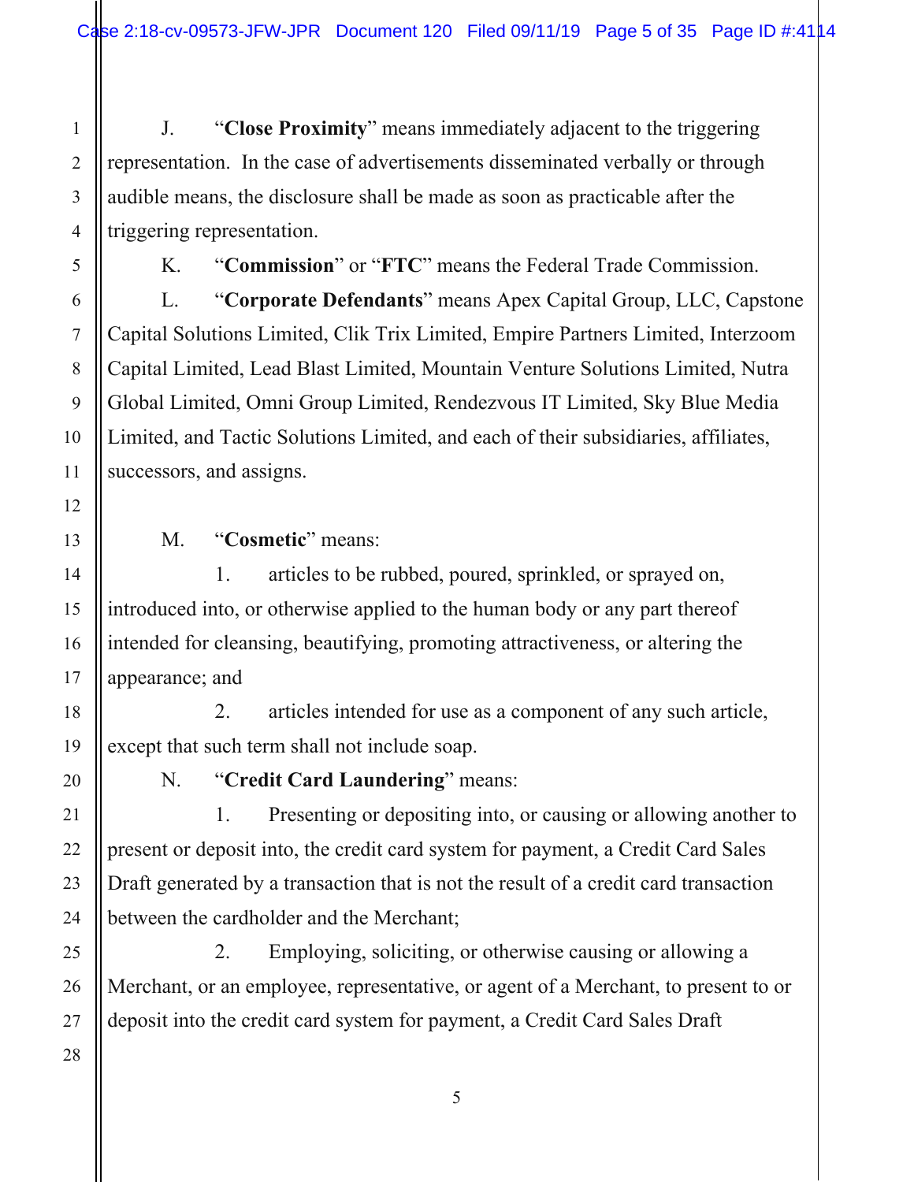J. "**Close Proximity**" means immediately adjacent to the triggering representation. In the case of advertisements disseminated verbally or through audible means, the disclosure shall be made as soon as practicable after the triggering representation.

K. "**Commission**" or "**FTC**" means the Federal Trade Commission.

L. "**Corporate Defendants**" means Apex Capital Group, LLC, Capstone Capital Solutions Limited, Clik Trix Limited, Empire Partners Limited, Interzoom Capital Limited, Lead Blast Limited, Mountain Venture Solutions Limited, Nutra Global Limited, Omni Group Limited, Rendezvous IT Limited, Sky Blue Media Limited, and Tactic Solutions Limited, and each of their subsidiaries, affiliates, successors, and assigns.

M. "**Cosmetic**" means:

1. articles to be rubbed, poured, sprinkled, or sprayed on, introduced into, or otherwise applied to the human body or any part thereof intended for cleansing, beautifying, promoting attractiveness, or altering the appearance; and

2. articles intended for use as a component of any such article, except that such term shall not include soap.

N. "**Credit Card Laundering**" means:

1. Presenting or depositing into, or causing or allowing another to present or deposit into, the credit card system for payment, a Credit Card Sales Draft generated by a transaction that is not the result of a credit card transaction between the cardholder and the Merchant;

2. Employing, soliciting, or otherwise causing or allowing a Merchant, or an employee, representative, or agent of a Merchant, to present to or deposit into the credit card system for payment, a Credit Card Sales Draft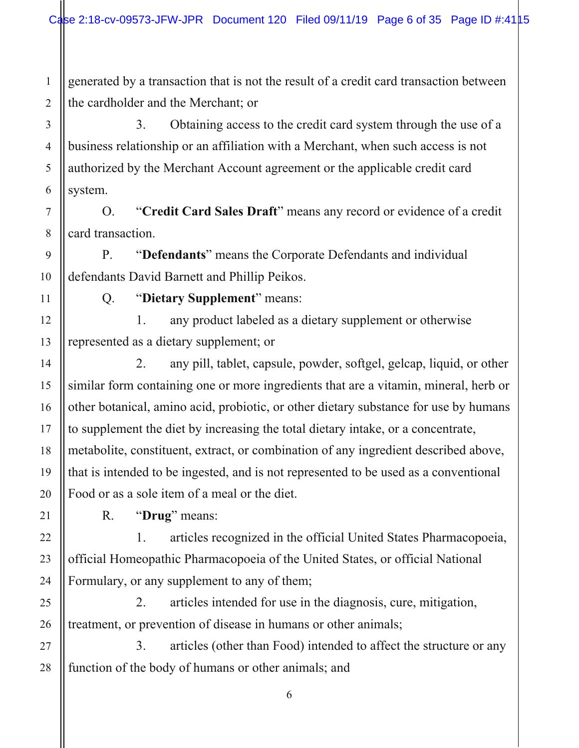generated by a transaction that is not the result of a credit card transaction between the cardholder and the Merchant; or

3. Obtaining access to the credit card system through the use of a business relationship or an affiliation with a Merchant, when such access is not authorized by the Merchant Account agreement or the applicable credit card system.

O. "**Credit Card Sales Draft**" means any record or evidence of a credit card transaction.

P. "**Defendants**" means the Corporate Defendants and individual defendants David Barnett and Phillip Peikos.

Q. "**Dietary Supplement**" means:

1. any product labeled as a dietary supplement or otherwise represented as a dietary supplement; or

2. any pill, tablet, capsule, powder, softgel, gelcap, liquid, or other similar form containing one or more ingredients that are a vitamin, mineral, herb or other botanical, amino acid, probiotic, or other dietary substance for use by humans to supplement the diet by increasing the total dietary intake, or a concentrate, metabolite, constituent, extract, or combination of any ingredient described above, that is intended to be ingested, and is not represented to be used as a conventional Food or as a sole item of a meal or the diet.

R. "**Drug**" means:

1. articles recognized in the official United States Pharmacopoeia, official Homeopathic Pharmacopoeia of the United States, or official National Formulary, or any supplement to any of them;

2. articles intended for use in the diagnosis, cure, mitigation, treatment, or prevention of disease in humans or other animals;

3. articles (other than Food) intended to affect the structure or any function of the body of humans or other animals; and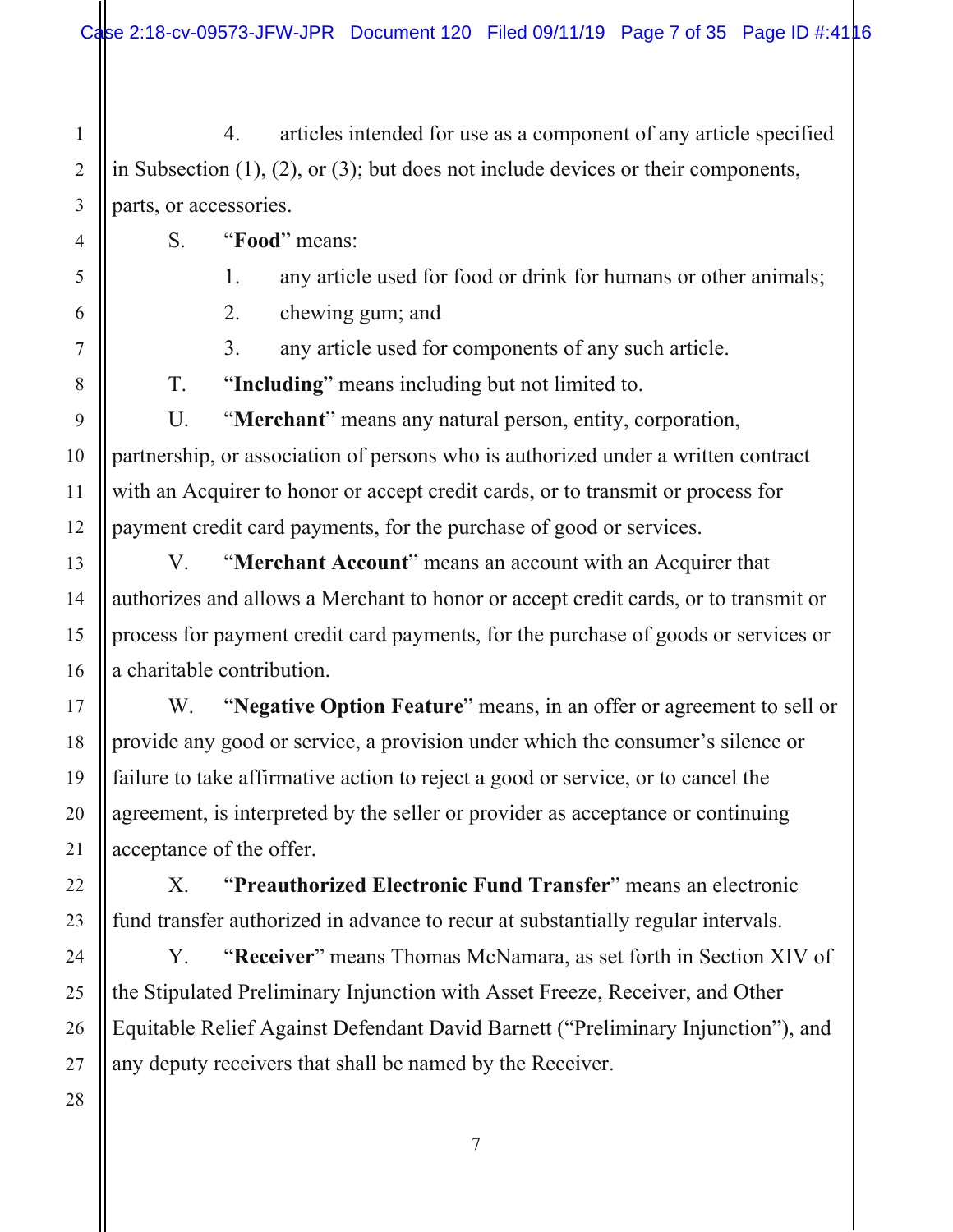4. articles intended for use as a component of any article specified in Subsection (1), (2), or (3); but does not include devices or their components, parts, or accessories.

S. "**Food**" means:

1. any article used for food or drink for humans or other animals;
2. chewing gum; and
3. any article used for components of any such article.

T. "**Including**" means including but not limited to.

U. "**Merchant**" means any natural person, entity, corporation, partnership, or association of persons who is authorized under a written contract with an Acquirer to honor or accept credit cards, or to transmit or process for payment credit card payments, for the purchase of good or services.

V. "**Merchant Account**" means an account with an Acquirer that authorizes and allows a Merchant to honor or accept credit cards, or to transmit or process for payment credit card payments, for the purchase of goods or services or a charitable contribution.

W. "**Negative Option Feature**" means, in an offer or agreement to sell or provide any good or service, a provision under which the consumer's silence or failure to take affirmative action to reject a good or service, or to cancel the agreement, is interpreted by the seller or provider as acceptance or continuing acceptance of the offer.

X. "**Preauthorized Electronic Fund Transfer**" means an electronic fund transfer authorized in advance to recur at substantially regular intervals.

Y. "**Receiver**" means Thomas McNamara, as set forth in Section XIV of the Stipulated Preliminary Injunction with Asset Freeze, Receiver, and Other Equitable Relief Against Defendant David Barnett ("Preliminary Injunction"), and any deputy receivers that shall be named by the Receiver.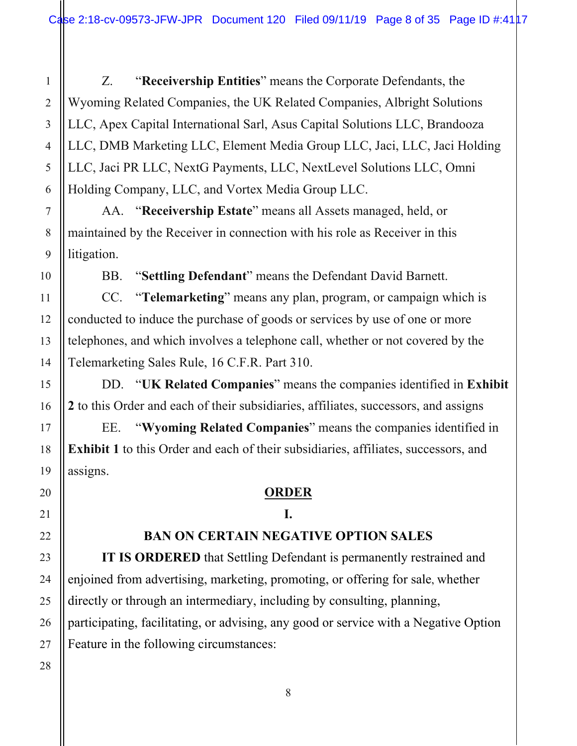Z. "**Receivership Entities**" means the Corporate Defendants, the Wyoming Related Companies, the UK Related Companies, Albright Solutions LLC, Apex Capital International Sarl, Asus Capital Solutions LLC, Brandooza LLC, DMB Marketing LLC, Element Media Group LLC, Jaci, LLC, Jaci Holding LLC, Jaci PR LLC, NextG Payments, LLC, NextLevel Solutions LLC, Omni Holding Company, LLC, and Vortex Media Group LLC.

AA. "**Receivership Estate**" means all Assets managed, held, or maintained by the Receiver in connection with his role as Receiver in this litigation.

BB. "**Settling Defendant**" means the Defendant David Barnett.

CC. "**Telemarketing**" means any plan, program, or campaign which is conducted to induce the purchase of goods or services by use of one or more telephones, and which involves a telephone call, whether or not covered by the Telemarketing Sales Rule, 16 C.F.R. Part 310.

DD. "**UK Related Companies**" means the companies identified in **Exhibit 2** to this Order and each of their subsidiaries, affiliates, successors, and assigns

EE. "**Wyoming Related Companies**" means the companies identified in **Exhibit 1** to this Order and each of their subsidiaries, affiliates, successors, and assigns.

## ORDER

### I.

### BAN ON CERTAIN NEGATIVE OPTION SALES

**IT IS ORDERED** that Settling Defendant is permanently restrained and enjoined from advertising, marketing, promoting, or offering for sale, whether directly or through an intermediary, including by consulting, planning, participating, facilitating, or advising, any good or service with a Negative Option Feature in the following circumstances: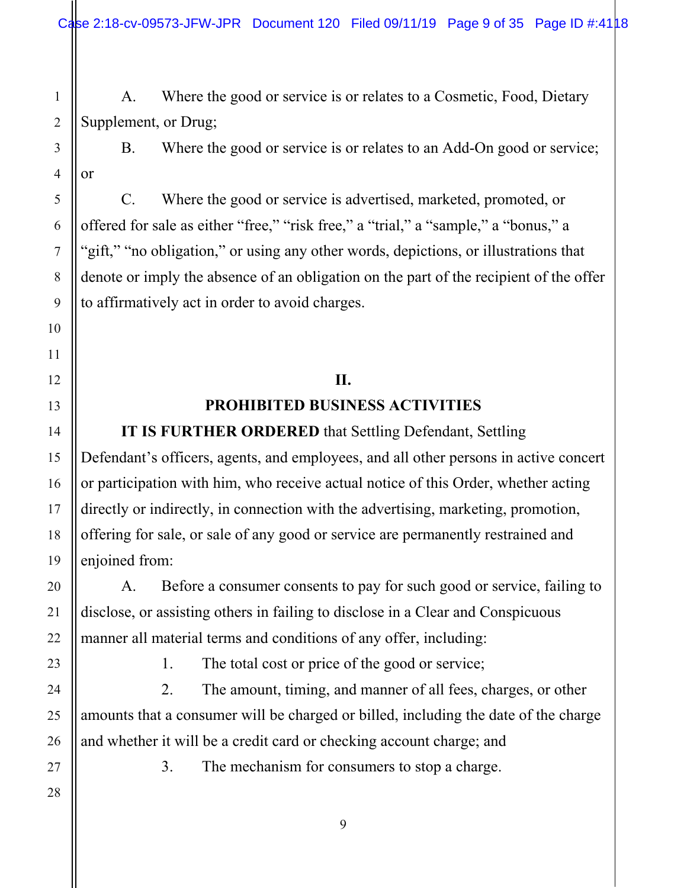A. Where the good or service is or relates to a Cosmetic, Food, Dietary Supplement, or Drug;

B. Where the good or service is or relates to an Add-On good or service; or

C. Where the good or service is advertised, marketed, promoted, or offered for sale as either "free," "risk free," a "trial," a "sample," a "bonus," a "gift," "no obligation," or using any other words, depictions, or illustrations that denote or imply the absence of an obligation on the part of the recipient of the offer to affirmatively act in order to avoid charges.

## II.
## PROHIBITED BUSINESS ACTIVITIES

**IT IS FURTHER ORDERED** that Settling Defendant, Settling Defendant's officers, agents, and employees, and all other persons in active concert or participation with him, who receive actual notice of this Order, whether acting directly or indirectly, in connection with the advertising, marketing, promotion, offering for sale, or sale of any good or service are permanently restrained and enjoined from:

A. Before a consumer consents to pay for such good or service, failing to disclose, or assisting others in failing to disclose in a Clear and Conspicuous manner all material terms and conditions of any offer, including:

1. The total cost or price of the good or service;

2. The amount, timing, and manner of all fees, charges, or other amounts that a consumer will be charged or billed, including the date of the charge and whether it will be a credit card or checking account charge; and

3. The mechanism for consumers to stop a charge.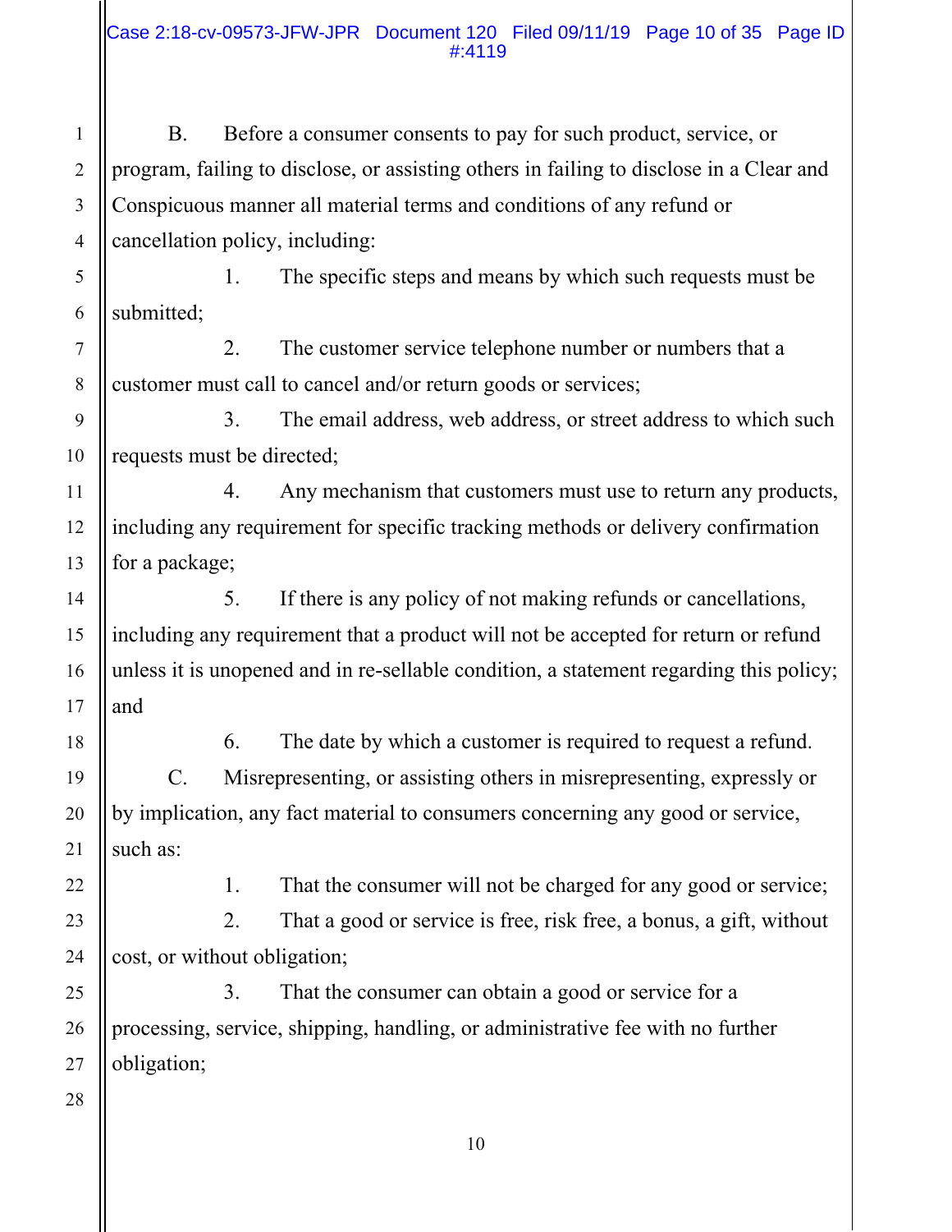B. Before a consumer consents to pay for such product, service, or program, failing to disclose, or assisting others in failing to disclose in a Clear and Conspicuous manner all material terms and conditions of any refund or cancellation policy, including:

1. The specific steps and means by which such requests must be submitted;

2. The customer service telephone number or numbers that a customer must call to cancel and/or return goods or services;

3. The email address, web address, or street address to which such requests must be directed;

4. Any mechanism that customers must use to return any products, including any requirement for specific tracking methods or delivery confirmation for a package;

5. If there is any policy of not making refunds or cancellations, including any requirement that a product will not be accepted for return or refund unless it is unopened and in re-sellable condition, a statement regarding this policy; and

6. The date by which a customer is required to request a refund.

C. Misrepresenting, or assisting others in misrepresenting, expressly or by implication, any fact material to consumers concerning any good or service, such as:

1. That the consumer will not be charged for any good or service;

2. That a good or service is free, risk free, a bonus, a gift, without cost, or without obligation;

3. That the consumer can obtain a good or service for a processing, service, shipping, handling, or administrative fee with no further obligation;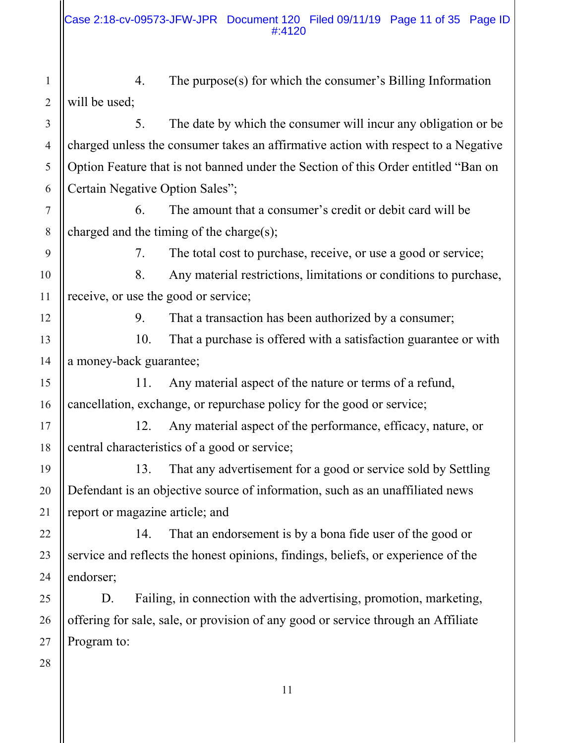4. The purpose(s) for which the consumer's Billing Information will be used;

5. The date by which the consumer will incur any obligation or be charged unless the consumer takes an affirmative action with respect to a Negative Option Feature that is not banned under the Section of this Order entitled "Ban on Certain Negative Option Sales";

6. The amount that a consumer's credit or debit card will be charged and the timing of the charge(s);

7. The total cost to purchase, receive, or use a good or service;

8. Any material restrictions, limitations or conditions to purchase, receive, or use the good or service;

9. That a transaction has been authorized by a consumer;

10. That a purchase is offered with a satisfaction guarantee or with a money-back guarantee;

11. Any material aspect of the nature or terms of a refund, cancellation, exchange, or repurchase policy for the good or service;

12. Any material aspect of the performance, efficacy, nature, or central characteristics of a good or service;

13. That any advertisement for a good or service sold by Settling Defendant is an objective source of information, such as an unaffiliated news report or magazine article; and

14. That an endorsement is by a bona fide user of the good or service and reflects the honest opinions, findings, beliefs, or experience of the endorser;

D. Failing, in connection with the advertising, promotion, marketing, offering for sale, sale, or provision of any good or service through an Affiliate Program to: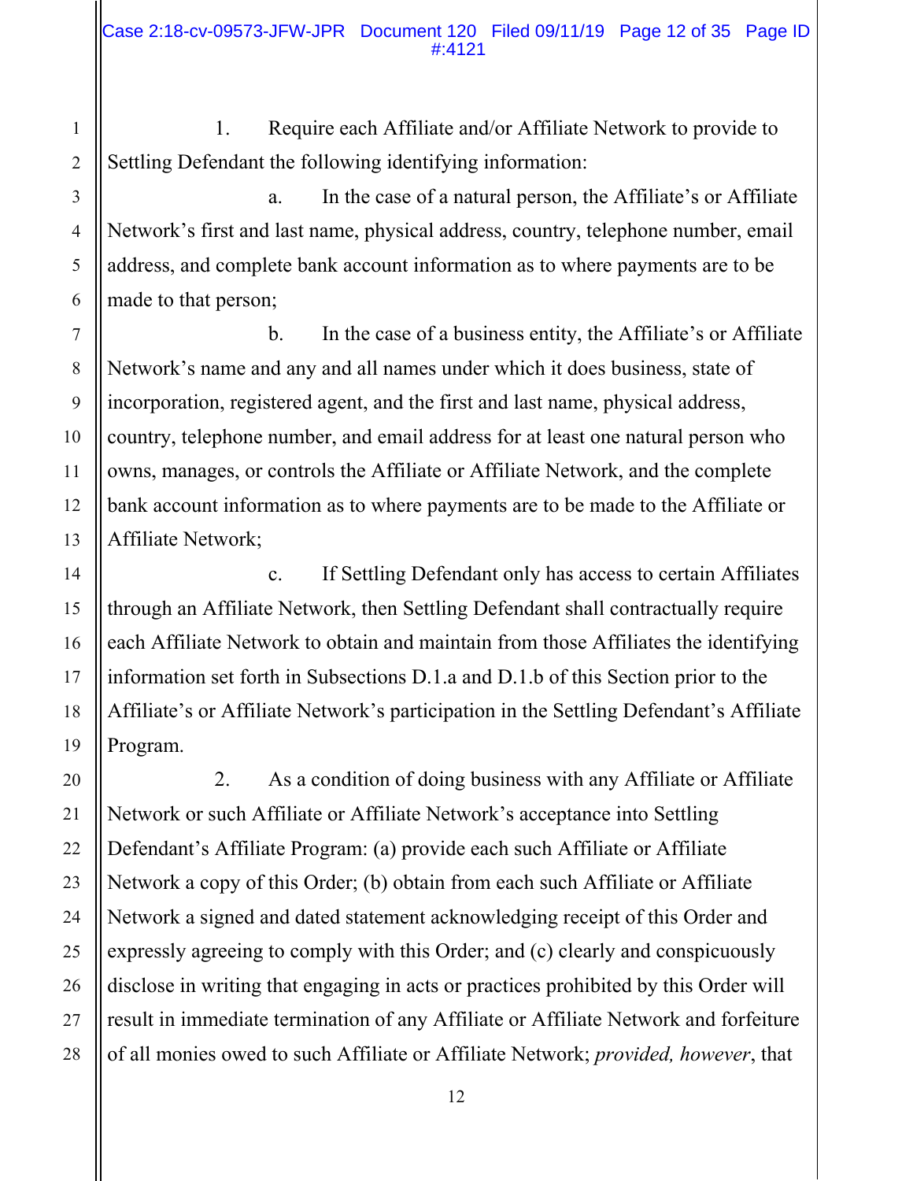1. Require each Affiliate and/or Affiliate Network to provide to Settling Defendant the following identifying information:

   a. In the case of a natural person, the Affiliate's or Affiliate Network's first and last name, physical address, country, telephone number, email address, and complete bank account information as to where payments are to be made to that person;

   b. In the case of a business entity, the Affiliate's or Affiliate Network's name and any and all names under which it does business, state of incorporation, registered agent, and the first and last name, physical address, country, telephone number, and email address for at least one natural person who owns, manages, or controls the Affiliate or Affiliate Network, and the complete bank account information as to where payments are to be made to the Affiliate or Affiliate Network;

   c. If Settling Defendant only has access to certain Affiliates through an Affiliate Network, then Settling Defendant shall contractually require each Affiliate Network to obtain and maintain from those Affiliates the identifying information set forth in Subsections D.1.a and D.1.b of this Section prior to the Affiliate's or Affiliate Network's participation in the Settling Defendant's Affiliate Program.

2. As a condition of doing business with any Affiliate or Affiliate Network or such Affiliate or Affiliate Network's acceptance into Settling Defendant's Affiliate Program: (a) provide each such Affiliate or Affiliate Network a copy of this Order; (b) obtain from each such Affiliate or Affiliate Network a signed and dated statement acknowledging receipt of this Order and expressly agreeing to comply with this Order; and (c) clearly and conspicuously disclose in writing that engaging in acts or practices prohibited by this Order will result in immediate termination of any Affiliate or Affiliate Network and forfeiture of all monies owed to such Affiliate or Affiliate Network; *provided, however*, that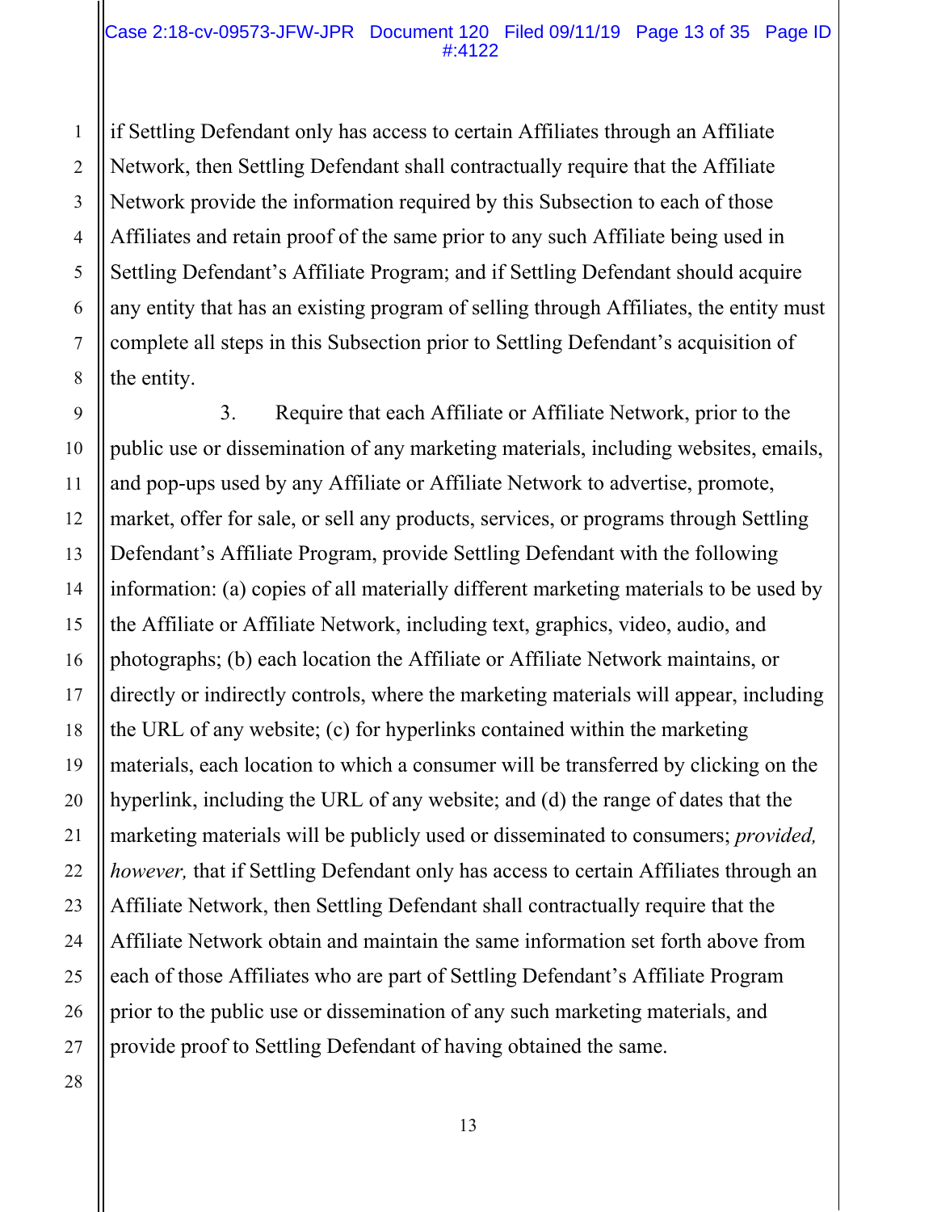if Settling Defendant only has access to certain Affiliates through an Affiliate Network, then Settling Defendant shall contractually require that the Affiliate Network provide the information required by this Subsection to each of those Affiliates and retain proof of the same prior to any such Affiliate being used in Settling Defendant's Affiliate Program; and if Settling Defendant should acquire any entity that has an existing program of selling through Affiliates, the entity must complete all steps in this Subsection prior to Settling Defendant's acquisition of the entity.

3. Require that each Affiliate or Affiliate Network, prior to the public use or dissemination of any marketing materials, including websites, emails, and pop-ups used by any Affiliate or Affiliate Network to advertise, promote, market, offer for sale, or sell any products, services, or programs through Settling Defendant's Affiliate Program, provide Settling Defendant with the following information: (a) copies of all materially different marketing materials to be used by the Affiliate or Affiliate Network, including text, graphics, video, audio, and photographs; (b) each location the Affiliate or Affiliate Network maintains, or directly or indirectly controls, where the marketing materials will appear, including the URL of any website; (c) for hyperlinks contained within the marketing materials, each location to which a consumer will be transferred by clicking on the hyperlink, including the URL of any website; and (d) the range of dates that the marketing materials will be publicly used or disseminated to consumers; *provided, however,* that if Settling Defendant only has access to certain Affiliates through an Affiliate Network, then Settling Defendant shall contractually require that the Affiliate Network obtain and maintain the same information set forth above from each of those Affiliates who are part of Settling Defendant's Affiliate Program prior to the public use or dissemination of any such marketing materials, and provide proof to Settling Defendant of having obtained the same.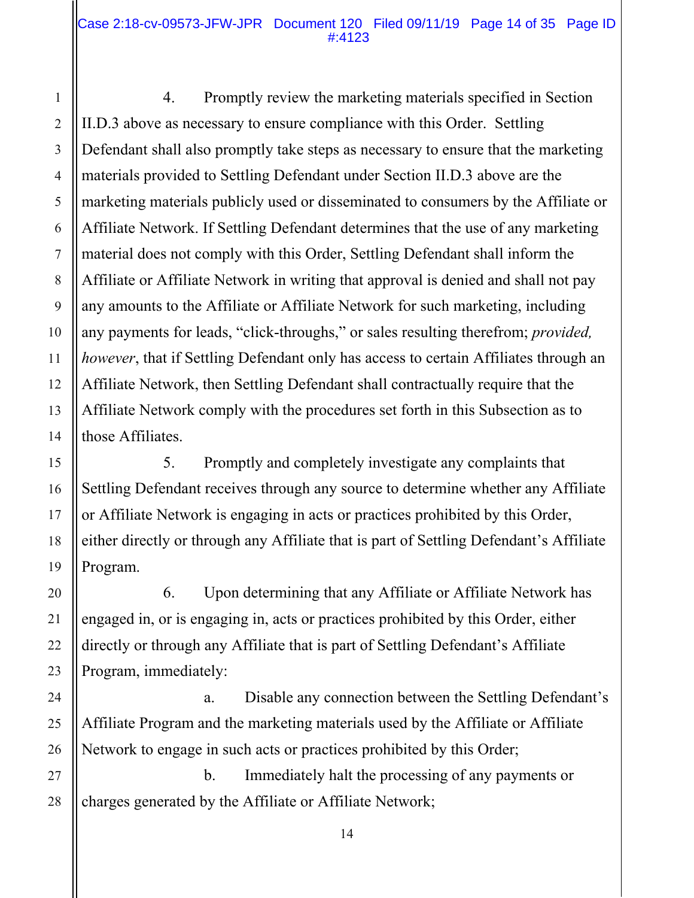4. Promptly review the marketing materials specified in Section II.D.3 above as necessary to ensure compliance with this Order. Settling Defendant shall also promptly take steps as necessary to ensure that the marketing materials provided to Settling Defendant under Section II.D.3 above are the marketing materials publicly used or disseminated to consumers by the Affiliate or Affiliate Network. If Settling Defendant determines that the use of any marketing material does not comply with this Order, Settling Defendant shall inform the Affiliate or Affiliate Network in writing that approval is denied and shall not pay any amounts to the Affiliate or Affiliate Network for such marketing, including any payments for leads, "click-throughs," or sales resulting therefrom; *provided, however*, that if Settling Defendant only has access to certain Affiliates through an Affiliate Network, then Settling Defendant shall contractually require that the Affiliate Network comply with the procedures set forth in this Subsection as to those Affiliates.

5. Promptly and completely investigate any complaints that Settling Defendant receives through any source to determine whether any Affiliate or Affiliate Network is engaging in acts or practices prohibited by this Order, either directly or through any Affiliate that is part of Settling Defendant's Affiliate Program.

6. Upon determining that any Affiliate or Affiliate Network has engaged in, or is engaging in, acts or practices prohibited by this Order, either directly or through any Affiliate that is part of Settling Defendant's Affiliate Program, immediately:

a. Disable any connection between the Settling Defendant's Affiliate Program and the marketing materials used by the Affiliate or Affiliate Network to engage in such acts or practices prohibited by this Order;

b. Immediately halt the processing of any payments or charges generated by the Affiliate or Affiliate Network;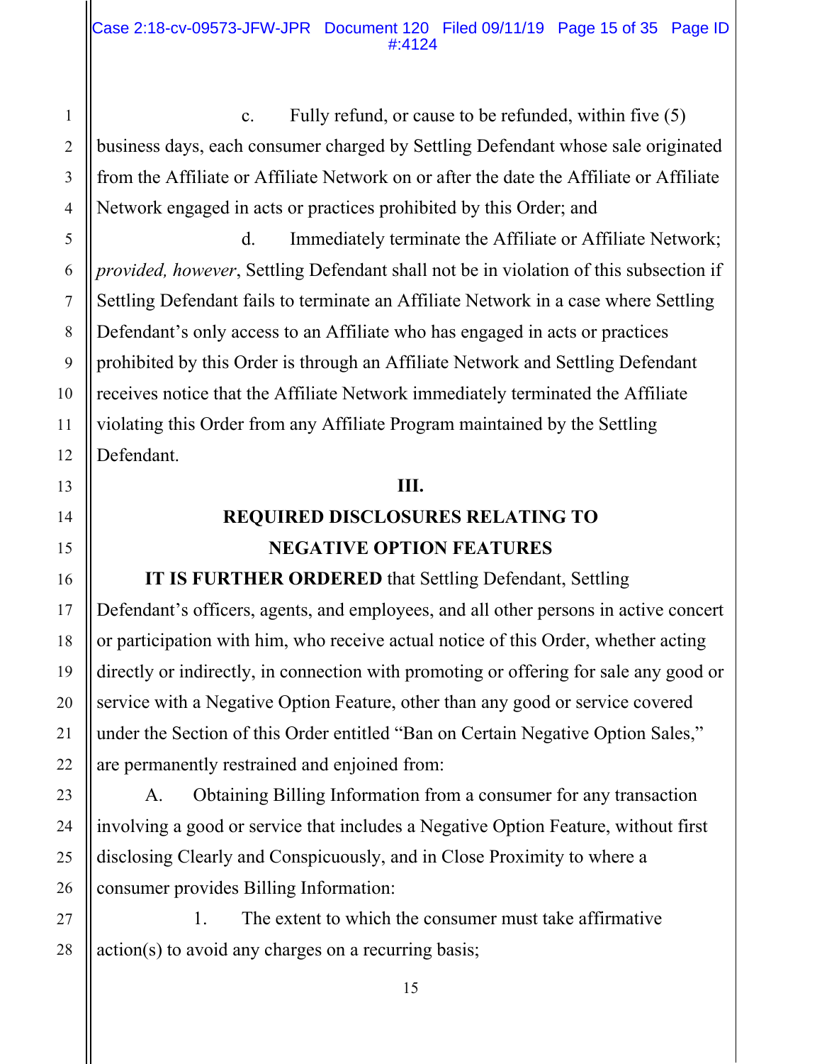c. Fully refund, or cause to be refunded, within five (5) business days, each consumer charged by Settling Defendant whose sale originated from the Affiliate or Affiliate Network on or after the date the Affiliate or Affiliate Network engaged in acts or practices prohibited by this Order; and

d. Immediately terminate the Affiliate or Affiliate Network; *provided, however*, Settling Defendant shall not be in violation of this subsection if Settling Defendant fails to terminate an Affiliate Network in a case where Settling Defendant's only access to an Affiliate who has engaged in acts or practices prohibited by this Order is through an Affiliate Network and Settling Defendant receives notice that the Affiliate Network immediately terminated the Affiliate violating this Order from any Affiliate Program maintained by the Settling Defendant.

## III.

## REQUIRED DISCLOSURES RELATING TO NEGATIVE OPTION FEATURES

**IT IS FURTHER ORDERED** that Settling Defendant, Settling Defendant's officers, agents, and employees, and all other persons in active concert or participation with him, who receive actual notice of this Order, whether acting directly or indirectly, in connection with promoting or offering for sale any good or service with a Negative Option Feature, other than any good or service covered under the Section of this Order entitled "Ban on Certain Negative Option Sales," are permanently restrained and enjoined from:

A. Obtaining Billing Information from a consumer for any transaction involving a good or service that includes a Negative Option Feature, without first disclosing Clearly and Conspicuously, and in Close Proximity to where a consumer provides Billing Information:

1. The extent to which the consumer must take affirmative action(s) to avoid any charges on a recurring basis;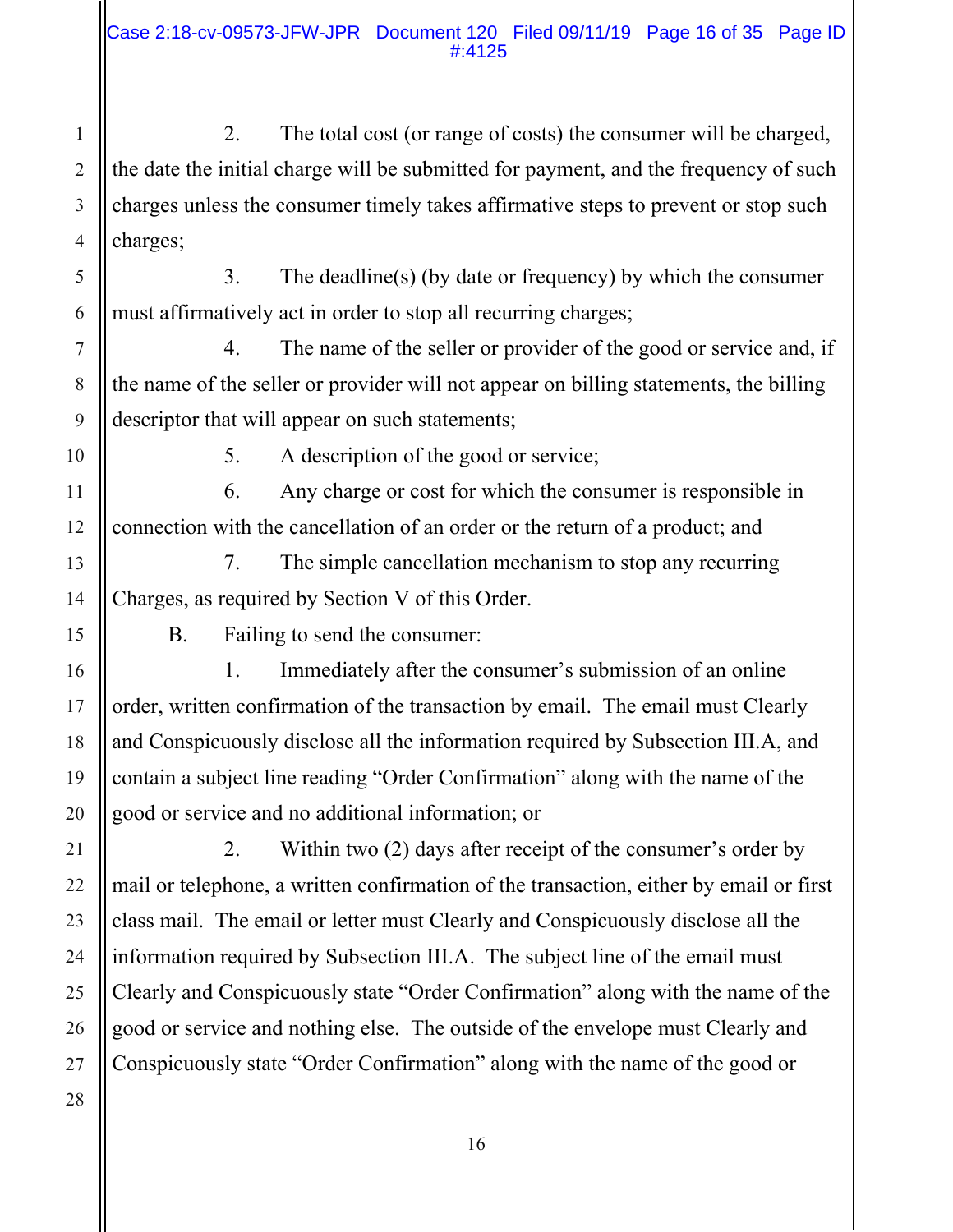2. The total cost (or range of costs) the consumer will be charged, the date the initial charge will be submitted for payment, and the frequency of such charges unless the consumer timely takes affirmative steps to prevent or stop such charges;

3. The deadline(s) (by date or frequency) by which the consumer must affirmatively act in order to stop all recurring charges;

4. The name of the seller or provider of the good or service and, if the name of the seller or provider will not appear on billing statements, the billing descriptor that will appear on such statements;

5. A description of the good or service;

6. Any charge or cost for which the consumer is responsible in connection with the cancellation of an order or the return of a product; and

7. The simple cancellation mechanism to stop any recurring Charges, as required by Section V of this Order.

B. Failing to send the consumer:

1. Immediately after the consumer's submission of an online order, written confirmation of the transaction by email. The email must Clearly and Conspicuously disclose all the information required by Subsection III.A, and contain a subject line reading "Order Confirmation" along with the name of the good or service and no additional information; or

2. Within two (2) days after receipt of the consumer's order by mail or telephone, a written confirmation of the transaction, either by email or first class mail. The email or letter must Clearly and Conspicuously disclose all the information required by Subsection III.A. The subject line of the email must Clearly and Conspicuously state "Order Confirmation" along with the name of the good or service and nothing else. The outside of the envelope must Clearly and Conspicuously state "Order Confirmation" along with the name of the good or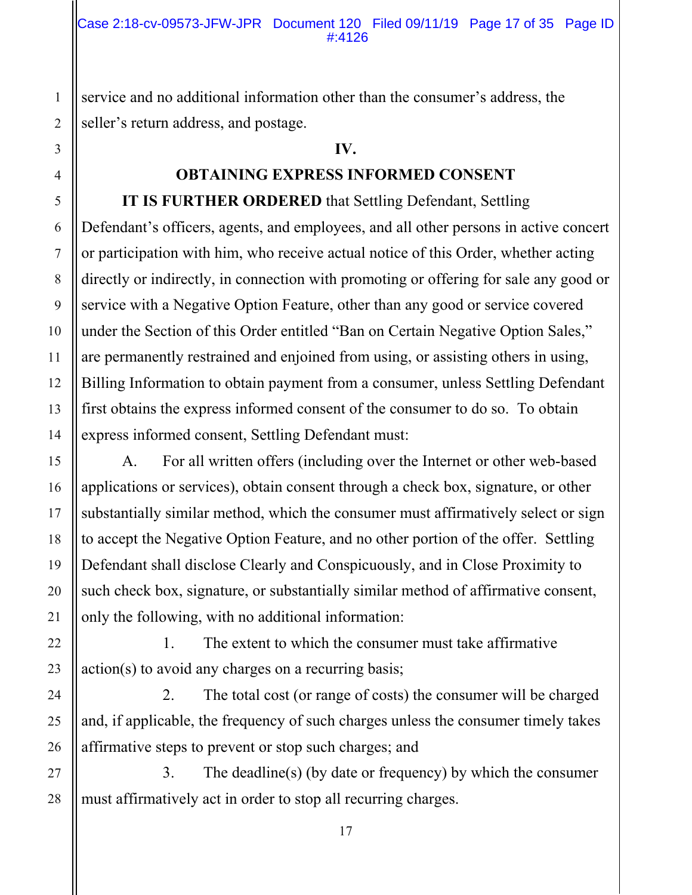service and no additional information other than the consumer's address, the seller's return address, and postage.

## IV.

## OBTAINING EXPRESS INFORMED CONSENT

**IT IS FURTHER ORDERED** that Settling Defendant, Settling Defendant's officers, agents, and employees, and all other persons in active concert or participation with him, who receive actual notice of this Order, whether acting directly or indirectly, in connection with promoting or offering for sale any good or service with a Negative Option Feature, other than any good or service covered under the Section of this Order entitled "Ban on Certain Negative Option Sales," are permanently restrained and enjoined from using, or assisting others in using, Billing Information to obtain payment from a consumer, unless Settling Defendant first obtains the express informed consent of the consumer to do so. To obtain express informed consent, Settling Defendant must:

A. For all written offers (including over the Internet or other web-based applications or services), obtain consent through a check box, signature, or other substantially similar method, which the consumer must affirmatively select or sign to accept the Negative Option Feature, and no other portion of the offer. Settling Defendant shall disclose Clearly and Conspicuously, and in Close Proximity to such check box, signature, or substantially similar method of affirmative consent, only the following, with no additional information:

1. The extent to which the consumer must take affirmative action(s) to avoid any charges on a recurring basis;

2. The total cost (or range of costs) the consumer will be charged and, if applicable, the frequency of such charges unless the consumer timely takes affirmative steps to prevent or stop such charges; and

3. The deadline(s) (by date or frequency) by which the consumer must affirmatively act in order to stop all recurring charges.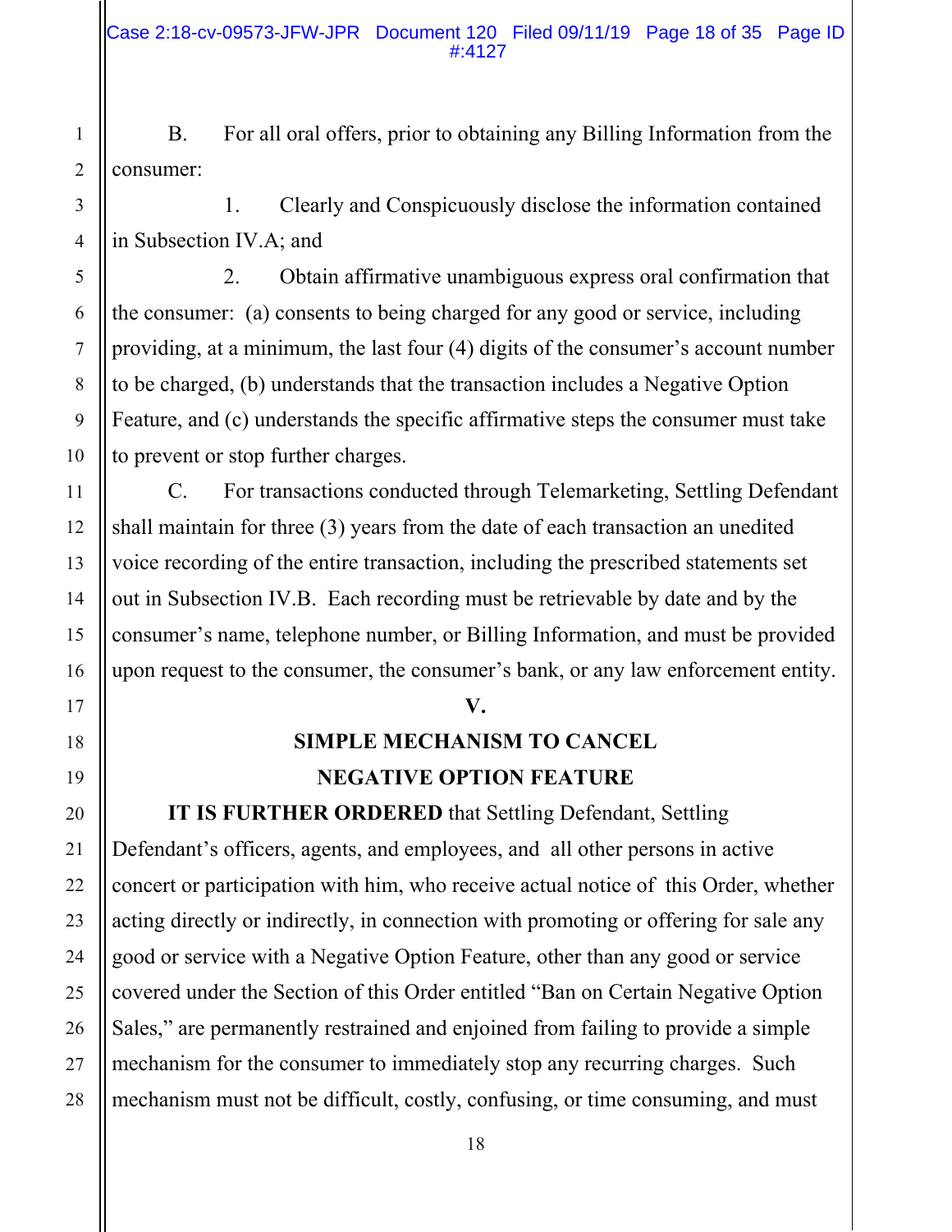B. For all oral offers, prior to obtaining any Billing Information from the consumer:

1. Clearly and Conspicuously disclose the information contained in Subsection IV.A; and

2. Obtain affirmative unambiguous express oral confirmation that the consumer: (a) consents to being charged for any good or service, including providing, at a minimum, the last four (4) digits of the consumer's account number to be charged, (b) understands that the transaction includes a Negative Option Feature, and (c) understands the specific affirmative steps the consumer must take to prevent or stop further charges.

C. For transactions conducted through Telemarketing, Settling Defendant shall maintain for three (3) years from the date of each transaction an unedited voice recording of the entire transaction, including the prescribed statements set out in Subsection IV.B. Each recording must be retrievable by date and by the consumer's name, telephone number, or Billing Information, and must be provided upon request to the consumer, the consumer's bank, or any law enforcement entity.

## V.

## SIMPLE MECHANISM TO CANCEL NEGATIVE OPTION FEATURE

**IT IS FURTHER ORDERED** that Settling Defendant, Settling Defendant's officers, agents, and employees, and all other persons in active concert or participation with him, who receive actual notice of this Order, whether acting directly or indirectly, in connection with promoting or offering for sale any good or service with a Negative Option Feature, other than any good or service covered under the Section of this Order entitled "Ban on Certain Negative Option Sales," are permanently restrained and enjoined from failing to provide a simple mechanism for the consumer to immediately stop any recurring charges. Such mechanism must not be difficult, costly, confusing, or time consuming, and must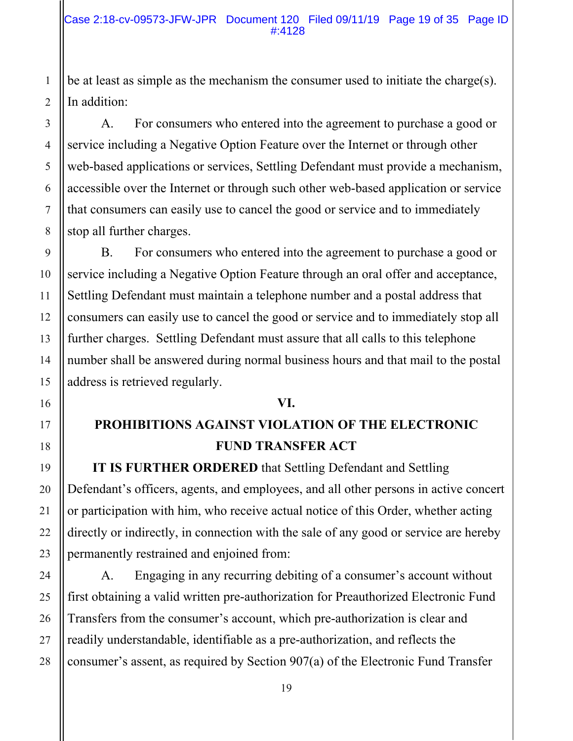be at least as simple as the mechanism the consumer used to initiate the charge(s). In addition:

A. For consumers who entered into the agreement to purchase a good or service including a Negative Option Feature over the Internet or through other web-based applications or services, Settling Defendant must provide a mechanism, accessible over the Internet or through such other web-based application or service that consumers can easily use to cancel the good or service and to immediately stop all further charges.

B. For consumers who entered into the agreement to purchase a good or service including a Negative Option Feature through an oral offer and acceptance, Settling Defendant must maintain a telephone number and a postal address that consumers can easily use to cancel the good or service and to immediately stop all further charges. Settling Defendant must assure that all calls to this telephone number shall be answered during normal business hours and that mail to the postal address is retrieved regularly.

## VI.

## PROHIBITIONS AGAINST VIOLATION OF THE ELECTRONIC FUND TRANSFER ACT

**IT IS FURTHER ORDERED** that Settling Defendant and Settling Defendant's officers, agents, and employees, and all other persons in active concert or participation with him, who receive actual notice of this Order, whether acting directly or indirectly, in connection with the sale of any good or service are hereby permanently restrained and enjoined from:

A. Engaging in any recurring debiting of a consumer's account without first obtaining a valid written pre-authorization for Preauthorized Electronic Fund Transfers from the consumer's account, which pre-authorization is clear and readily understandable, identifiable as a pre-authorization, and reflects the consumer's assent, as required by Section 907(a) of the Electronic Fund Transfer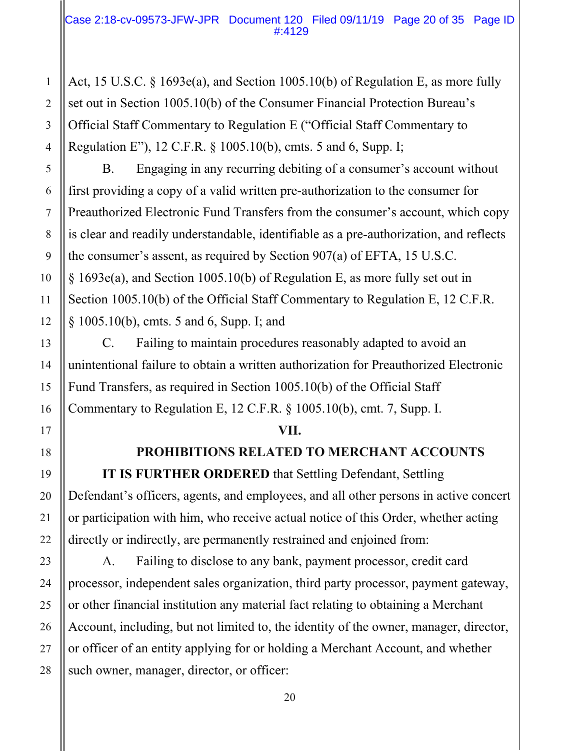Act, 15 U.S.C. § 1693e(a), and Section 1005.10(b) of Regulation E, as more fully set out in Section 1005.10(b) of the Consumer Financial Protection Bureau's Official Staff Commentary to Regulation E ("Official Staff Commentary to Regulation E"), 12 C.F.R. § 1005.10(b), cmts. 5 and 6, Supp. I;

B. Engaging in any recurring debiting of a consumer's account without first providing a copy of a valid written pre-authorization to the consumer for Preauthorized Electronic Fund Transfers from the consumer's account, which copy is clear and readily understandable, identifiable as a pre-authorization, and reflects the consumer's assent, as required by Section 907(a) of EFTA, 15 U.S.C. § 1693e(a), and Section 1005.10(b) of Regulation E, as more fully set out in Section 1005.10(b) of the Official Staff Commentary to Regulation E, 12 C.F.R. § 1005.10(b), cmts. 5 and 6, Supp. I; and

C. Failing to maintain procedures reasonably adapted to avoid an unintentional failure to obtain a written authorization for Preauthorized Electronic Fund Transfers, as required in Section 1005.10(b) of the Official Staff Commentary to Regulation E, 12 C.F.R. § 1005.10(b), cmt. 7, Supp. I.

## VII.

## PROHIBITIONS RELATED TO MERCHANT ACCOUNTS

**IT IS FURTHER ORDERED** that Settling Defendant, Settling Defendant's officers, agents, and employees, and all other persons in active concert or participation with him, who receive actual notice of this Order, whether acting directly or indirectly, are permanently restrained and enjoined from:

A. Failing to disclose to any bank, payment processor, credit card processor, independent sales organization, third party processor, payment gateway, or other financial institution any material fact relating to obtaining a Merchant Account, including, but not limited to, the identity of the owner, manager, director, or officer of an entity applying for or holding a Merchant Account, and whether such owner, manager, director, or officer: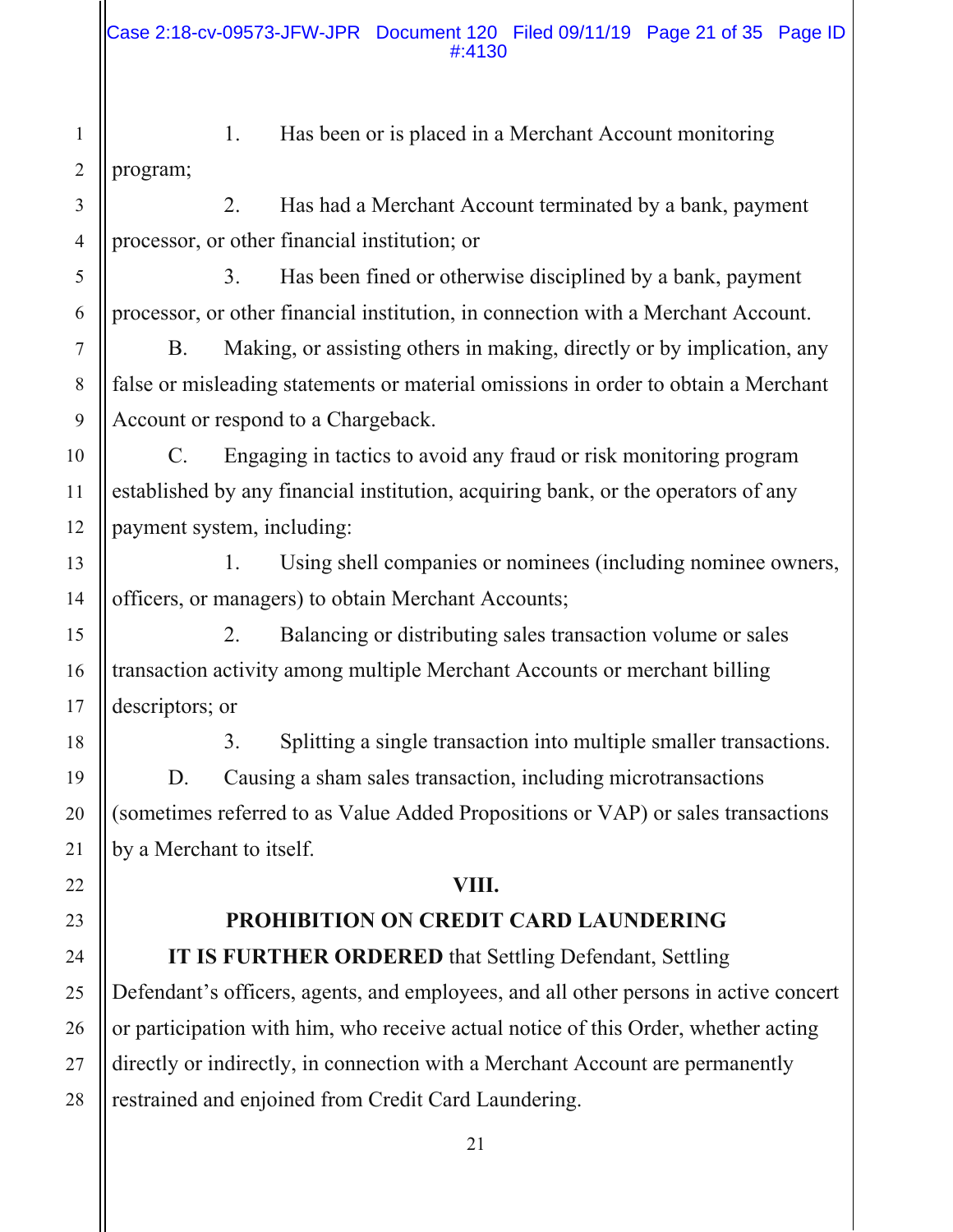1. Has been or is placed in a Merchant Account monitoring program;

2. Has had a Merchant Account terminated by a bank, payment processor, or other financial institution; or

3. Has been fined or otherwise disciplined by a bank, payment processor, or other financial institution, in connection with a Merchant Account.

B. Making, or assisting others in making, directly or by implication, any false or misleading statements or material omissions in order to obtain a Merchant Account or respond to a Chargeback.

C. Engaging in tactics to avoid any fraud or risk monitoring program established by any financial institution, acquiring bank, or the operators of any payment system, including:

1. Using shell companies or nominees (including nominee owners, officers, or managers) to obtain Merchant Accounts;

2. Balancing or distributing sales transaction volume or sales transaction activity among multiple Merchant Accounts or merchant billing descriptors; or

3. Splitting a single transaction into multiple smaller transactions.

D. Causing a sham sales transaction, including microtransactions (sometimes referred to as Value Added Propositions or VAP) or sales transactions by a Merchant to itself.

## VIII.

## PROHIBITION ON CREDIT CARD LAUNDERING

**IT IS FURTHER ORDERED** that Settling Defendant, Settling Defendant's officers, agents, and employees, and all other persons in active concert or participation with him, who receive actual notice of this Order, whether acting directly or indirectly, in connection with a Merchant Account are permanently restrained and enjoined from Credit Card Laundering.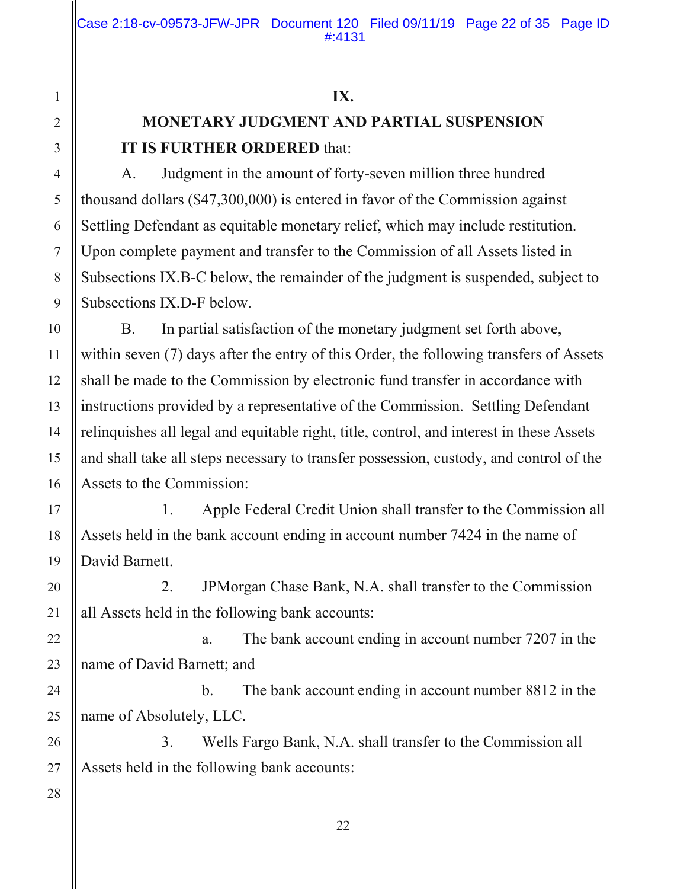## IX.

## MONETARY JUDGMENT AND PARTIAL SUSPENSION

**IT IS FURTHER ORDERED** that:

A. Judgment in the amount of forty-seven million three hundred thousand dollars ($47,300,000) is entered in favor of the Commission against Settling Defendant as equitable monetary relief, which may include restitution. Upon complete payment and transfer to the Commission of all Assets listed in Subsections IX.B-C below, the remainder of the judgment is suspended, subject to Subsections IX.D-F below.

B. In partial satisfaction of the monetary judgment set forth above, within seven (7) days after the entry of this Order, the following transfers of Assets shall be made to the Commission by electronic fund transfer in accordance with instructions provided by a representative of the Commission. Settling Defendant relinquishes all legal and equitable right, title, control, and interest in these Assets and shall take all steps necessary to transfer possession, custody, and control of the Assets to the Commission:

1. Apple Federal Credit Union shall transfer to the Commission all Assets held in the bank account ending in account number 7424 in the name of David Barnett.

2. JPMorgan Chase Bank, N.A. shall transfer to the Commission all Assets held in the following bank accounts:

a. The bank account ending in account number 7207 in the name of David Barnett; and

b. The bank account ending in account number 8812 in the name of Absolutely, LLC.

3. Wells Fargo Bank, N.A. shall transfer to the Commission all Assets held in the following bank accounts: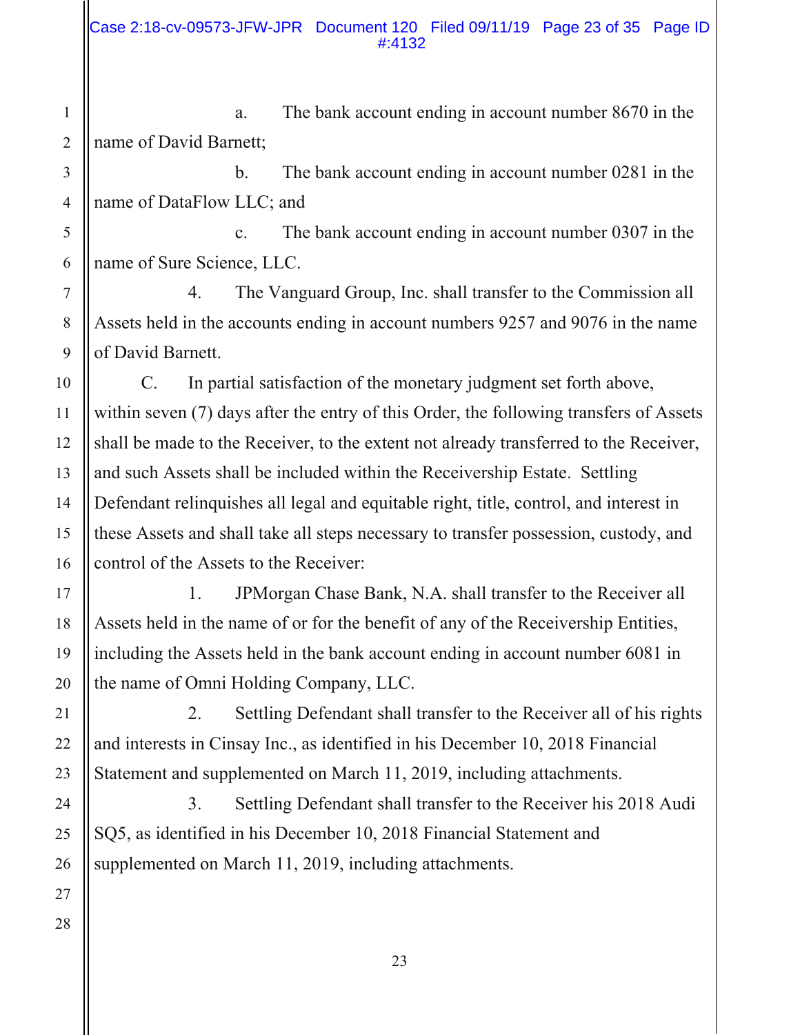a. The bank account ending in account number 8670 in the name of David Barnett;

b. The bank account ending in account number 0281 in the name of DataFlow LLC; and

c. The bank account ending in account number 0307 in the name of Sure Science, LLC.

4. The Vanguard Group, Inc. shall transfer to the Commission all Assets held in the accounts ending in account numbers 9257 and 9076 in the name of David Barnett.

C. In partial satisfaction of the monetary judgment set forth above, within seven (7) days after the entry of this Order, the following transfers of Assets shall be made to the Receiver, to the extent not already transferred to the Receiver, and such Assets shall be included within the Receivership Estate. Settling Defendant relinquishes all legal and equitable right, title, control, and interest in these Assets and shall take all steps necessary to transfer possession, custody, and control of the Assets to the Receiver:

1. JPMorgan Chase Bank, N.A. shall transfer to the Receiver all Assets held in the name of or for the benefit of any of the Receivership Entities, including the Assets held in the bank account ending in account number 6081 in the name of Omni Holding Company, LLC.

2. Settling Defendant shall transfer to the Receiver all of his rights and interests in Cinsay Inc., as identified in his December 10, 2018 Financial Statement and supplemented on March 11, 2019, including attachments.

3. Settling Defendant shall transfer to the Receiver his 2018 Audi SQ5, as identified in his December 10, 2018 Financial Statement and supplemented on March 11, 2019, including attachments.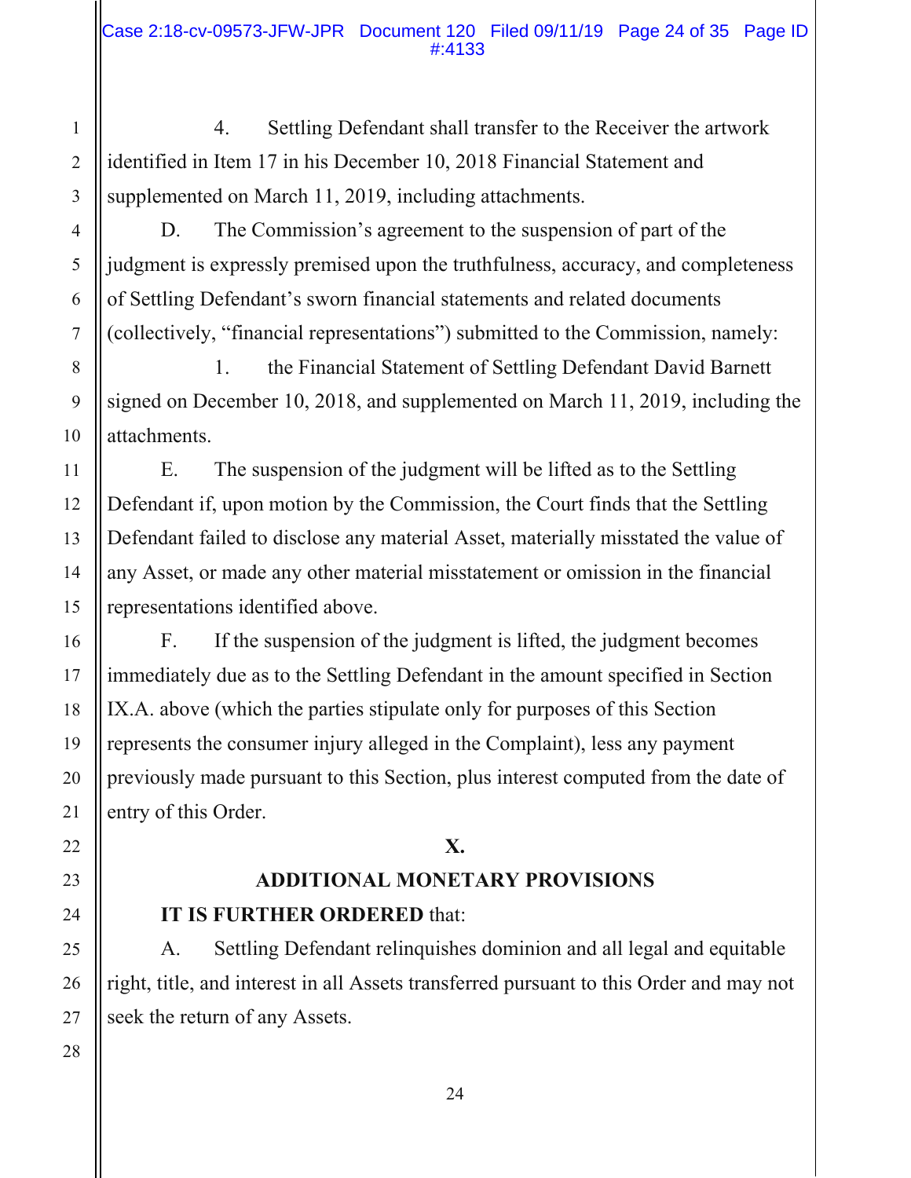4. Settling Defendant shall transfer to the Receiver the artwork identified in Item 17 in his December 10, 2018 Financial Statement and supplemented on March 11, 2019, including attachments.

D. The Commission's agreement to the suspension of part of the judgment is expressly premised upon the truthfulness, accuracy, and completeness of Settling Defendant's sworn financial statements and related documents (collectively, "financial representations") submitted to the Commission, namely:

1. the Financial Statement of Settling Defendant David Barnett signed on December 10, 2018, and supplemented on March 11, 2019, including the attachments.

E. The suspension of the judgment will be lifted as to the Settling Defendant if, upon motion by the Commission, the Court finds that the Settling Defendant failed to disclose any material Asset, materially misstated the value of any Asset, or made any other material misstatement or omission in the financial representations identified above.

F. If the suspension of the judgment is lifted, the judgment becomes immediately due as to the Settling Defendant in the amount specified in Section IX.A. above (which the parties stipulate only for purposes of this Section represents the consumer injury alleged in the Complaint), less any payment previously made pursuant to this Section, plus interest computed from the date of entry of this Order.

## X.

## ADDITIONAL MONETARY PROVISIONS

**IT IS FURTHER ORDERED** that:

A. Settling Defendant relinquishes dominion and all legal and equitable right, title, and interest in all Assets transferred pursuant to this Order and may not seek the return of any Assets.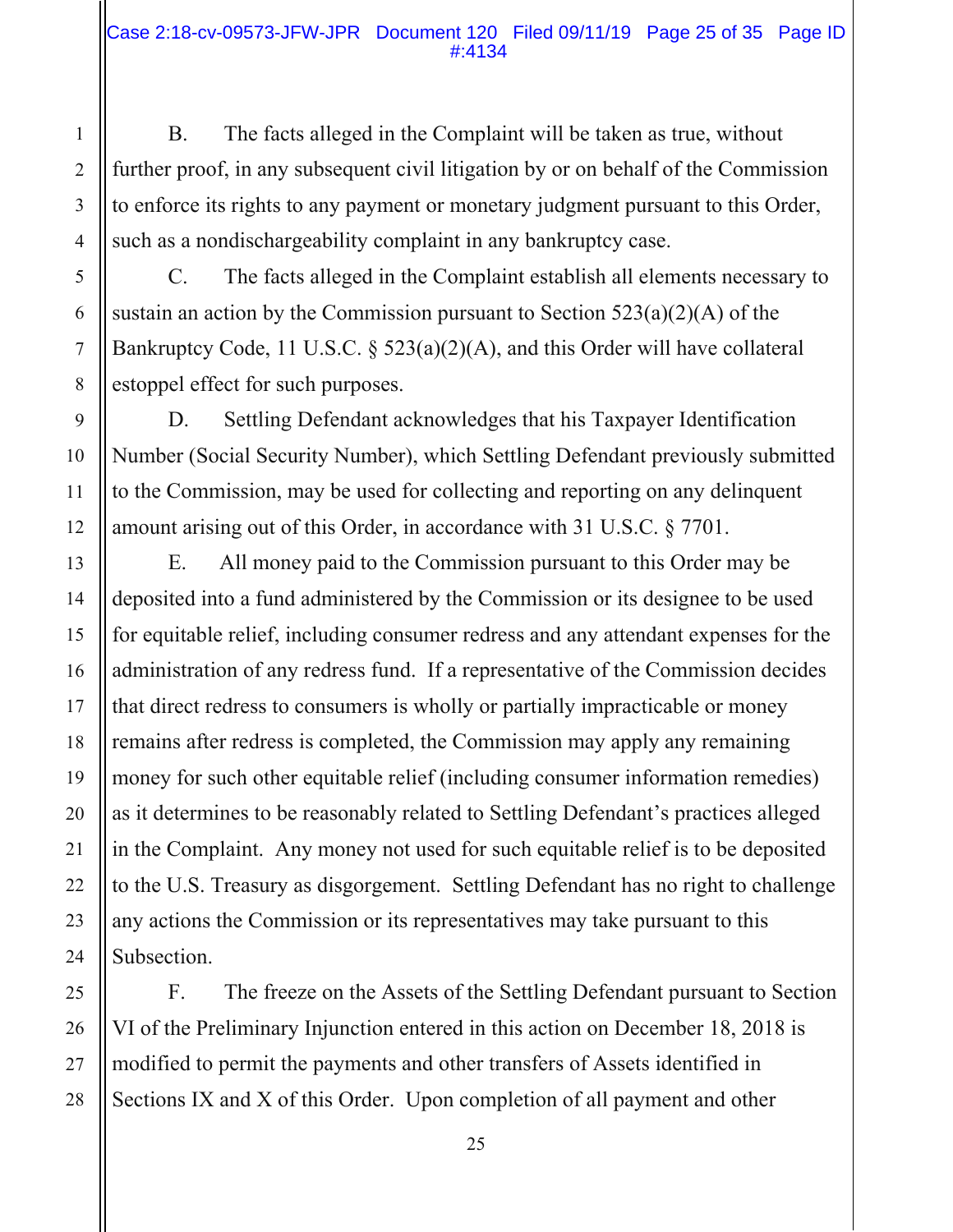B. The facts alleged in the Complaint will be taken as true, without further proof, in any subsequent civil litigation by or on behalf of the Commission to enforce its rights to any payment or monetary judgment pursuant to this Order, such as a nondischargeability complaint in any bankruptcy case.

C. The facts alleged in the Complaint establish all elements necessary to sustain an action by the Commission pursuant to Section 523(a)(2)(A) of the Bankruptcy Code, 11 U.S.C. § 523(a)(2)(A), and this Order will have collateral estoppel effect for such purposes.

D. Settling Defendant acknowledges that his Taxpayer Identification Number (Social Security Number), which Settling Defendant previously submitted to the Commission, may be used for collecting and reporting on any delinquent amount arising out of this Order, in accordance with 31 U.S.C. § 7701.

E. All money paid to the Commission pursuant to this Order may be deposited into a fund administered by the Commission or its designee to be used for equitable relief, including consumer redress and any attendant expenses for the administration of any redress fund. If a representative of the Commission decides that direct redress to consumers is wholly or partially impracticable or money remains after redress is completed, the Commission may apply any remaining money for such other equitable relief (including consumer information remedies) as it determines to be reasonably related to Settling Defendant's practices alleged in the Complaint. Any money not used for such equitable relief is to be deposited to the U.S. Treasury as disgorgement. Settling Defendant has no right to challenge any actions the Commission or its representatives may take pursuant to this Subsection.

F. The freeze on the Assets of the Settling Defendant pursuant to Section VI of the Preliminary Injunction entered in this action on December 18, 2018 is modified to permit the payments and other transfers of Assets identified in Sections IX and X of this Order. Upon completion of all payment and other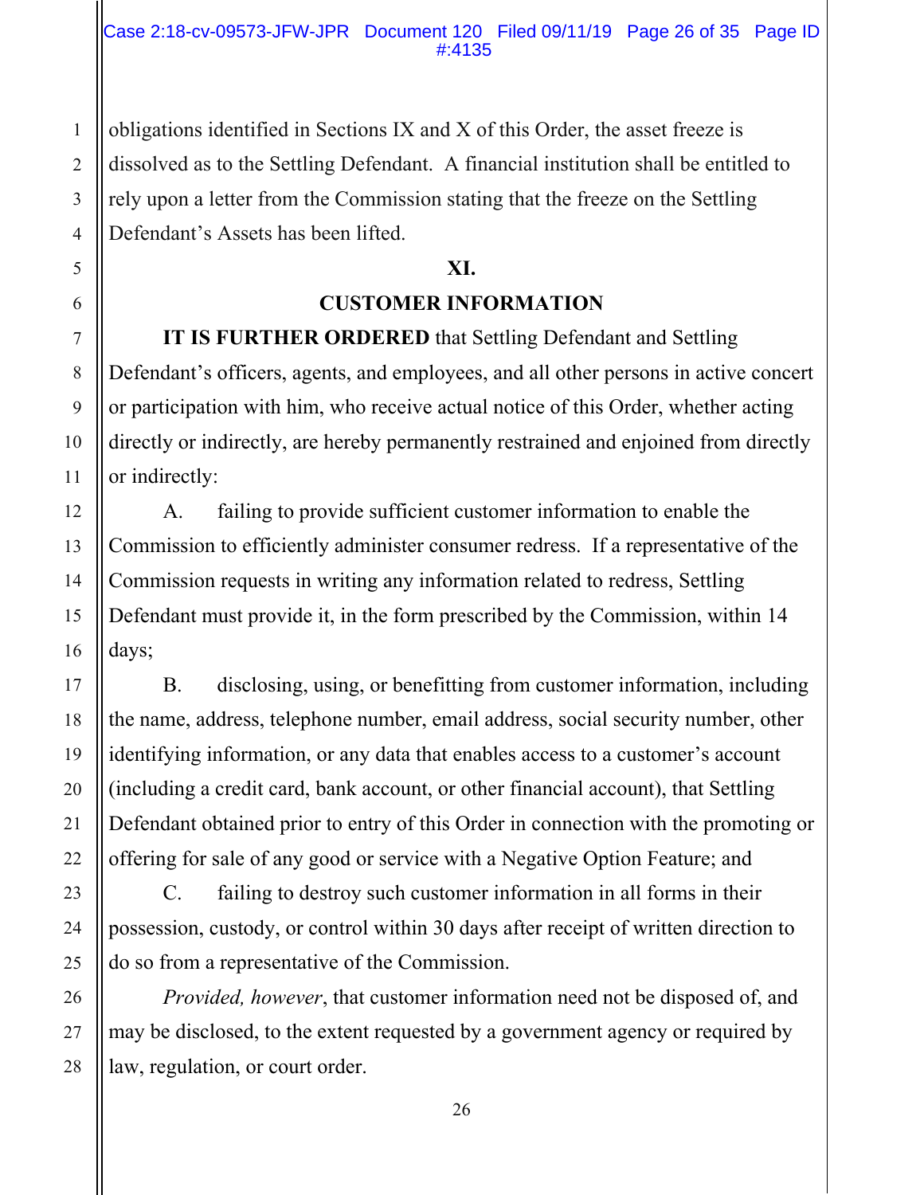obligations identified in Sections IX and X of this Order, the asset freeze is dissolved as to the Settling Defendant. A financial institution shall be entitled to rely upon a letter from the Commission stating that the freeze on the Settling Defendant's Assets has been lifted.

## XI.

## CUSTOMER INFORMATION

**IT IS FURTHER ORDERED** that Settling Defendant and Settling Defendant's officers, agents, and employees, and all other persons in active concert or participation with him, who receive actual notice of this Order, whether acting directly or indirectly, are hereby permanently restrained and enjoined from directly or indirectly:

A. failing to provide sufficient customer information to enable the Commission to efficiently administer consumer redress. If a representative of the Commission requests in writing any information related to redress, Settling Defendant must provide it, in the form prescribed by the Commission, within 14 days;

B. disclosing, using, or benefitting from customer information, including the name, address, telephone number, email address, social security number, other identifying information, or any data that enables access to a customer's account (including a credit card, bank account, or other financial account), that Settling Defendant obtained prior to entry of this Order in connection with the promoting or offering for sale of any good or service with a Negative Option Feature; and

C. failing to destroy such customer information in all forms in their possession, custody, or control within 30 days after receipt of written direction to do so from a representative of the Commission.

*Provided, however*, that customer information need not be disposed of, and may be disclosed, to the extent requested by a government agency or required by law, regulation, or court order.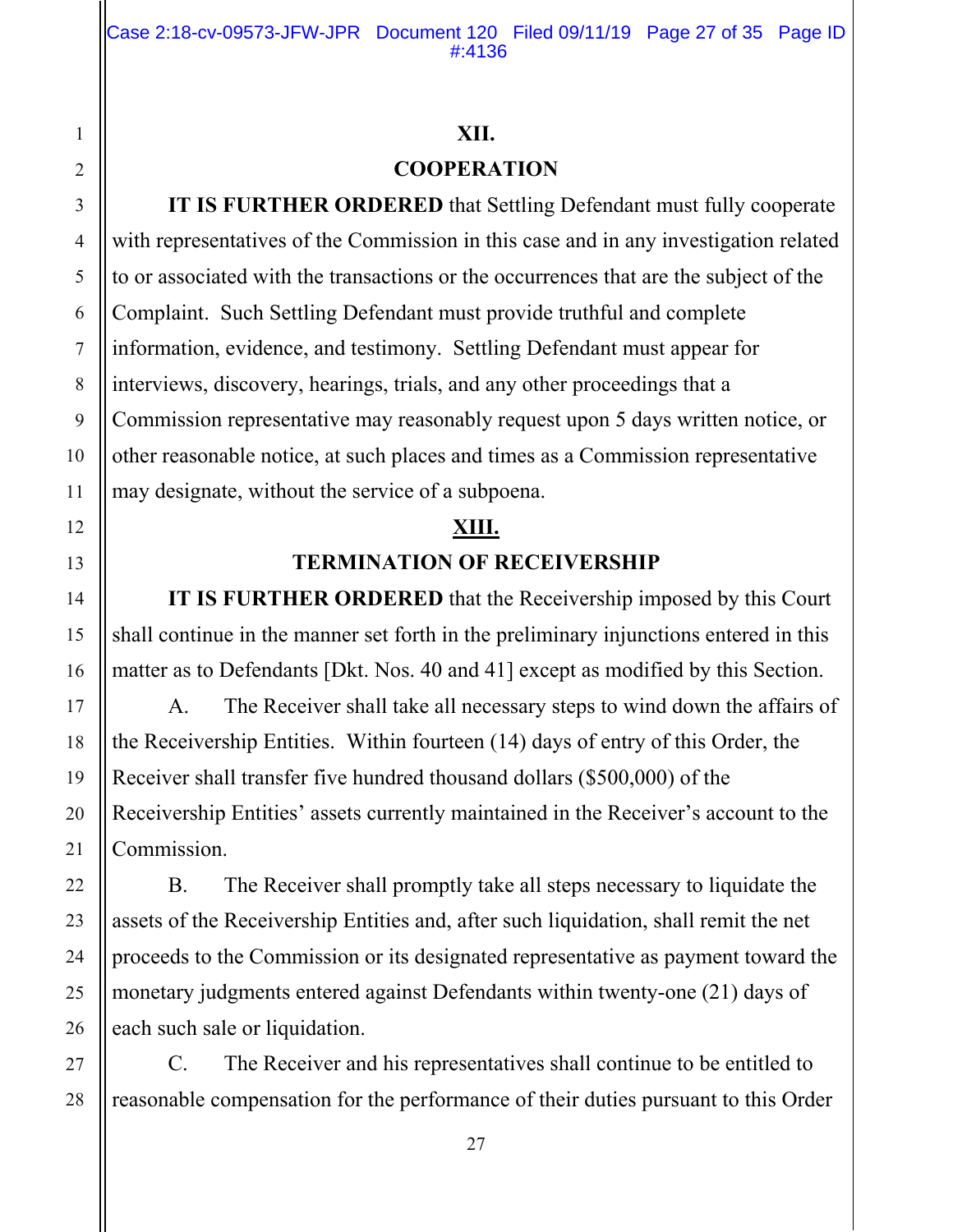## XII.

## COOPERATION

**IT IS FURTHER ORDERED** that Settling Defendant must fully cooperate with representatives of the Commission in this case and in any investigation related to or associated with the transactions or the occurrences that are the subject of the Complaint. Such Settling Defendant must provide truthful and complete information, evidence, and testimony. Settling Defendant must appear for interviews, discovery, hearings, trials, and any other proceedings that a Commission representative may reasonably request upon 5 days written notice, or other reasonable notice, at such places and times as a Commission representative may designate, without the service of a subpoena.

## XIII.

## TERMINATION OF RECEIVERSHIP

**IT IS FURTHER ORDERED** that the Receivership imposed by this Court shall continue in the manner set forth in the preliminary injunctions entered in this matter as to Defendants [Dkt. Nos. 40 and 41] except as modified by this Section.

A. The Receiver shall take all necessary steps to wind down the affairs of the Receivership Entities. Within fourteen (14) days of entry of this Order, the Receiver shall transfer five hundred thousand dollars ($500,000) of the Receivership Entities' assets currently maintained in the Receiver's account to the Commission.

B. The Receiver shall promptly take all steps necessary to liquidate the assets of the Receivership Entities and, after such liquidation, shall remit the net proceeds to the Commission or its designated representative as payment toward the monetary judgments entered against Defendants within twenty-one (21) days of each such sale or liquidation.

C. The Receiver and his representatives shall continue to be entitled to reasonable compensation for the performance of their duties pursuant to this Order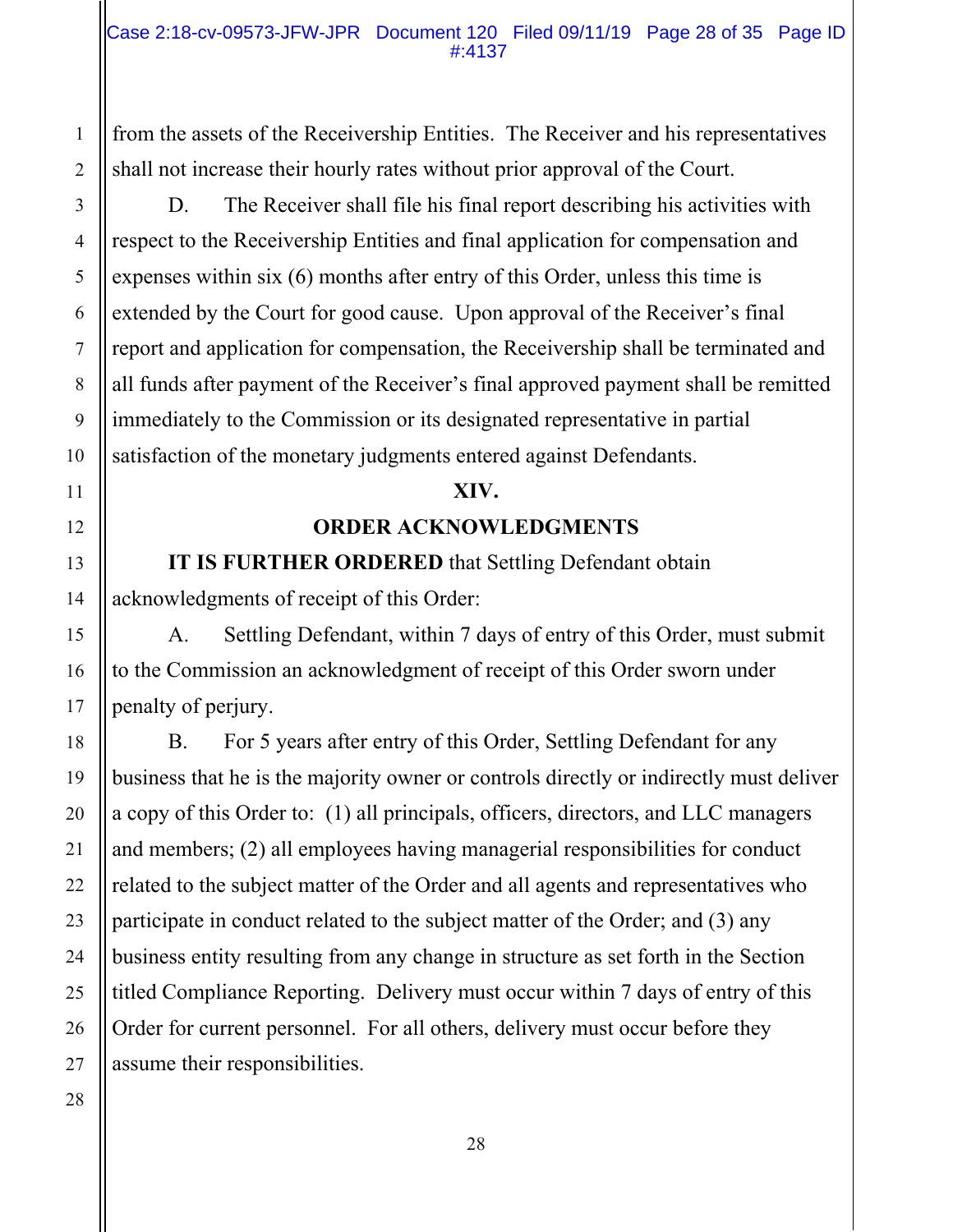from the assets of the Receivership Entities. The Receiver and his representatives shall not increase their hourly rates without prior approval of the Court.

D. The Receiver shall file his final report describing his activities with respect to the Receivership Entities and final application for compensation and expenses within six (6) months after entry of this Order, unless this time is extended by the Court for good cause. Upon approval of the Receiver's final report and application for compensation, the Receivership shall be terminated and all funds after payment of the Receiver's final approved payment shall be remitted immediately to the Commission or its designated representative in partial satisfaction of the monetary judgments entered against Defendants.

## XIV.

## ORDER ACKNOWLEDGMENTS

**IT IS FURTHER ORDERED** that Settling Defendant obtain acknowledgments of receipt of this Order:

A. Settling Defendant, within 7 days of entry of this Order, must submit to the Commission an acknowledgment of receipt of this Order sworn under penalty of perjury.

B. For 5 years after entry of this Order, Settling Defendant for any business that he is the majority owner or controls directly or indirectly must deliver a copy of this Order to: (1) all principals, officers, directors, and LLC managers and members; (2) all employees having managerial responsibilities for conduct related to the subject matter of the Order and all agents and representatives who participate in conduct related to the subject matter of the Order; and (3) any business entity resulting from any change in structure as set forth in the Section titled Compliance Reporting. Delivery must occur within 7 days of entry of this Order for current personnel. For all others, delivery must occur before they assume their responsibilities.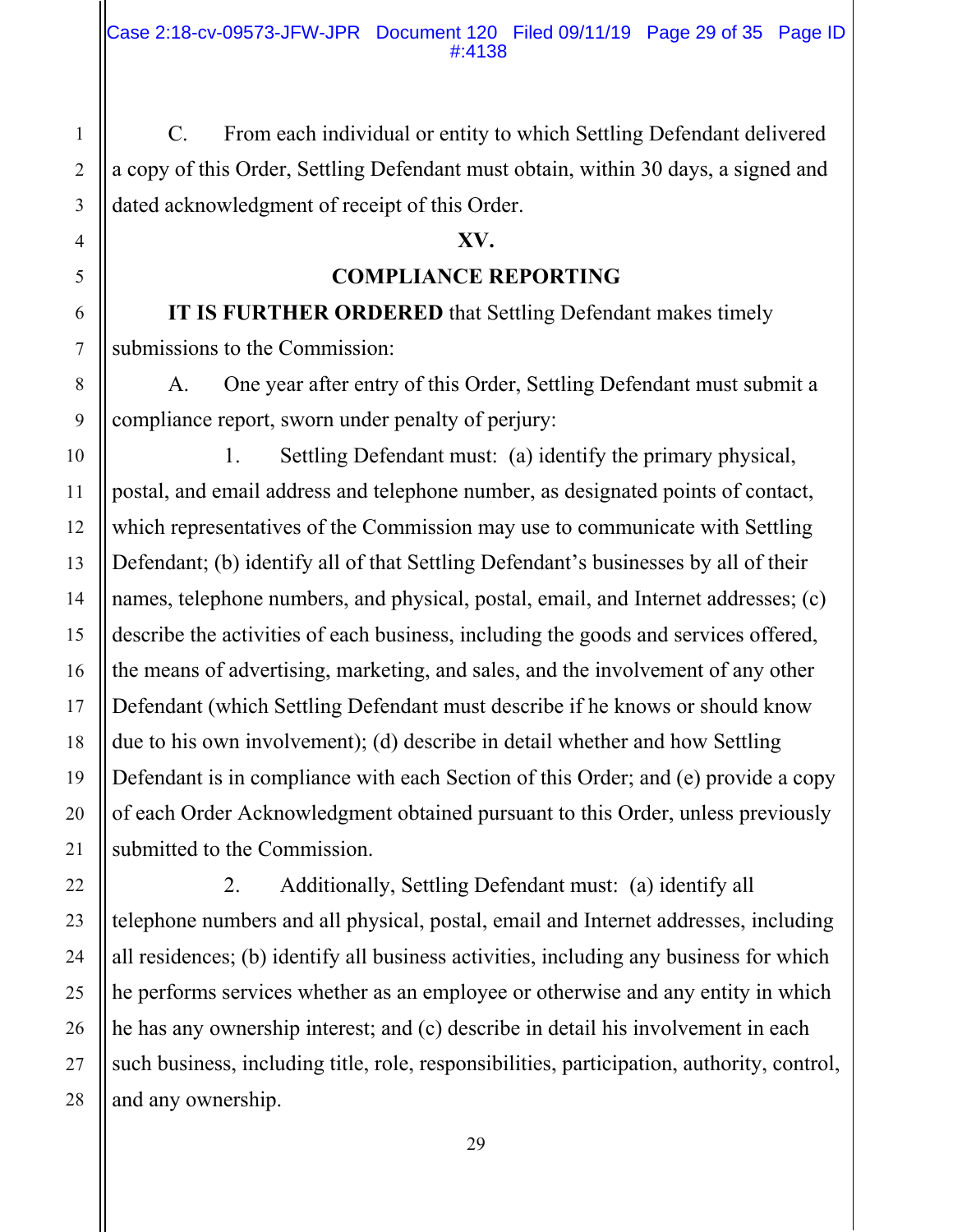C. From each individual or entity to which Settling Defendant delivered a copy of this Order, Settling Defendant must obtain, within 30 days, a signed and dated acknowledgment of receipt of this Order.

## XV.

## COMPLIANCE REPORTING

**IT IS FURTHER ORDERED** that Settling Defendant makes timely submissions to the Commission:

A. One year after entry of this Order, Settling Defendant must submit a compliance report, sworn under penalty of perjury:

1. Settling Defendant must: (a) identify the primary physical, postal, and email address and telephone number, as designated points of contact, which representatives of the Commission may use to communicate with Settling Defendant; (b) identify all of that Settling Defendant's businesses by all of their names, telephone numbers, and physical, postal, email, and Internet addresses; (c) describe the activities of each business, including the goods and services offered, the means of advertising, marketing, and sales, and the involvement of any other Defendant (which Settling Defendant must describe if he knows or should know due to his own involvement); (d) describe in detail whether and how Settling Defendant is in compliance with each Section of this Order; and (e) provide a copy of each Order Acknowledgment obtained pursuant to this Order, unless previously submitted to the Commission.

2. Additionally, Settling Defendant must: (a) identify all telephone numbers and all physical, postal, email and Internet addresses, including all residences; (b) identify all business activities, including any business for which he performs services whether as an employee or otherwise and any entity in which he has any ownership interest; and (c) describe in detail his involvement in each such business, including title, role, responsibilities, participation, authority, control, and any ownership.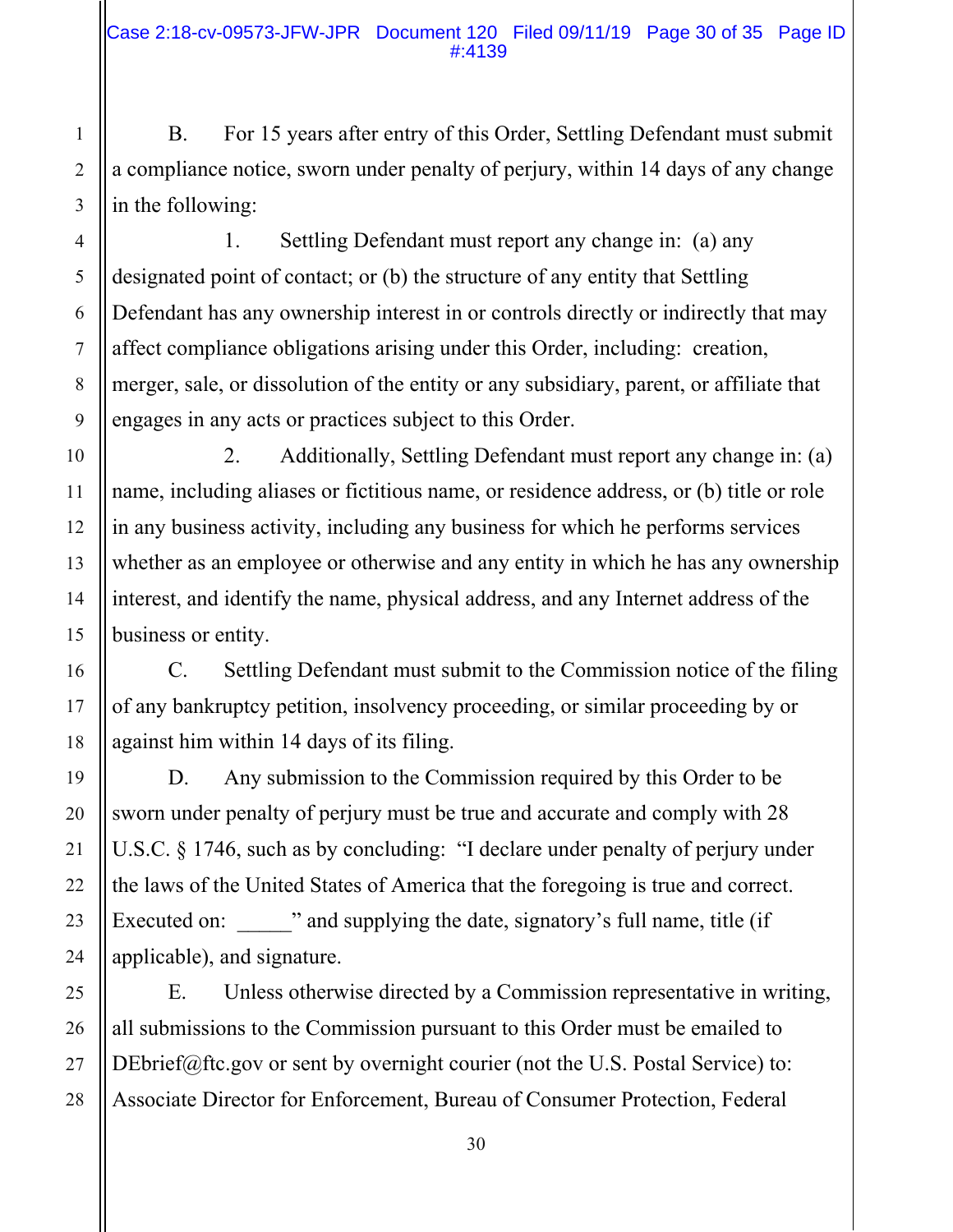B. For 15 years after entry of this Order, Settling Defendant must submit a compliance notice, sworn under penalty of perjury, within 14 days of any change in the following:

1. Settling Defendant must report any change in: (a) any designated point of contact; or (b) the structure of any entity that Settling Defendant has any ownership interest in or controls directly or indirectly that may affect compliance obligations arising under this Order, including: creation, merger, sale, or dissolution of the entity or any subsidiary, parent, or affiliate that engages in any acts or practices subject to this Order.

2. Additionally, Settling Defendant must report any change in: (a) name, including aliases or fictitious name, or residence address, or (b) title or role in any business activity, including any business for which he performs services whether as an employee or otherwise and any entity in which he has any ownership interest, and identify the name, physical address, and any Internet address of the business or entity.

C. Settling Defendant must submit to the Commission notice of the filing of any bankruptcy petition, insolvency proceeding, or similar proceeding by or against him within 14 days of its filing.

D. Any submission to the Commission required by this Order to be sworn under penalty of perjury must be true and accurate and comply with 28 U.S.C. § 1746, such as by concluding: "I declare under penalty of perjury under the laws of the United States of America that the foregoing is true and correct. Executed on: _____" and supplying the date, signatory's full name, title (if applicable), and signature.

E. Unless otherwise directed by a Commission representative in writing, all submissions to the Commission pursuant to this Order must be emailed to DEbrief@ftc.gov or sent by overnight courier (not the U.S. Postal Service) to: Associate Director for Enforcement, Bureau of Consumer Protection, Federal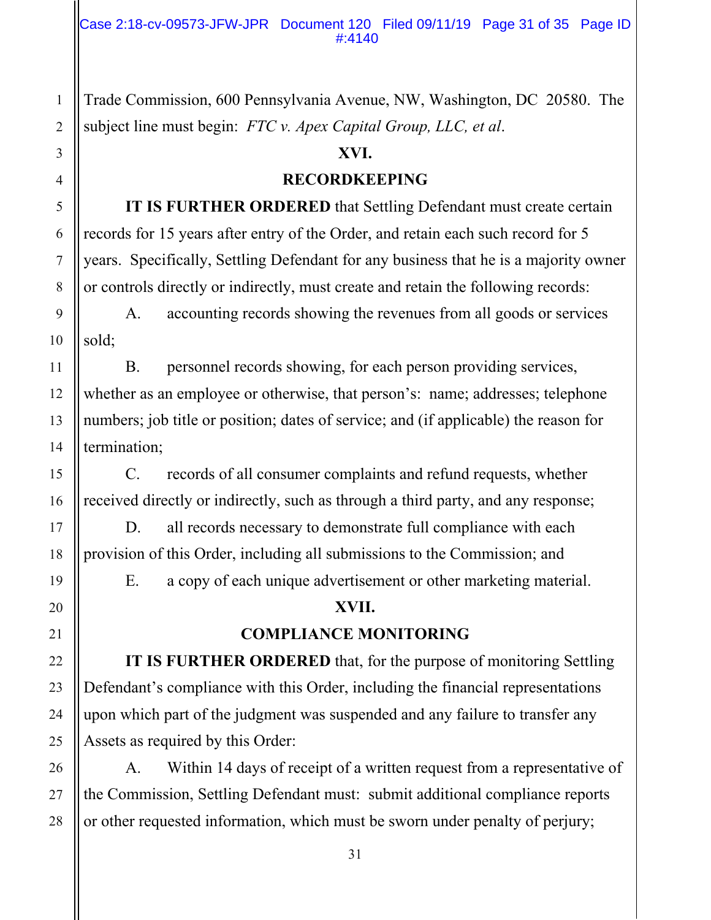Trade Commission, 600 Pennsylvania Avenue, NW, Washington, DC 20580. The subject line must begin: *FTC v. Apex Capital Group, LLC, et al*.

## XVI.

## RECORDKEEPING

**IT IS FURTHER ORDERED** that Settling Defendant must create certain records for 15 years after entry of the Order, and retain each such record for 5 years. Specifically, Settling Defendant for any business that he is a majority owner or controls directly or indirectly, must create and retain the following records:

A. accounting records showing the revenues from all goods or services sold;

B. personnel records showing, for each person providing services, whether as an employee or otherwise, that person's: name; addresses; telephone numbers; job title or position; dates of service; and (if applicable) the reason for termination;

C. records of all consumer complaints and refund requests, whether received directly or indirectly, such as through a third party, and any response;

D. all records necessary to demonstrate full compliance with each provision of this Order, including all submissions to the Commission; and

E. a copy of each unique advertisement or other marketing material.

## XVII.

## COMPLIANCE MONITORING

**IT IS FURTHER ORDERED** that, for the purpose of monitoring Settling Defendant's compliance with this Order, including the financial representations upon which part of the judgment was suspended and any failure to transfer any Assets as required by this Order:

A. Within 14 days of receipt of a written request from a representative of the Commission, Settling Defendant must: submit additional compliance reports or other requested information, which must be sworn under penalty of perjury;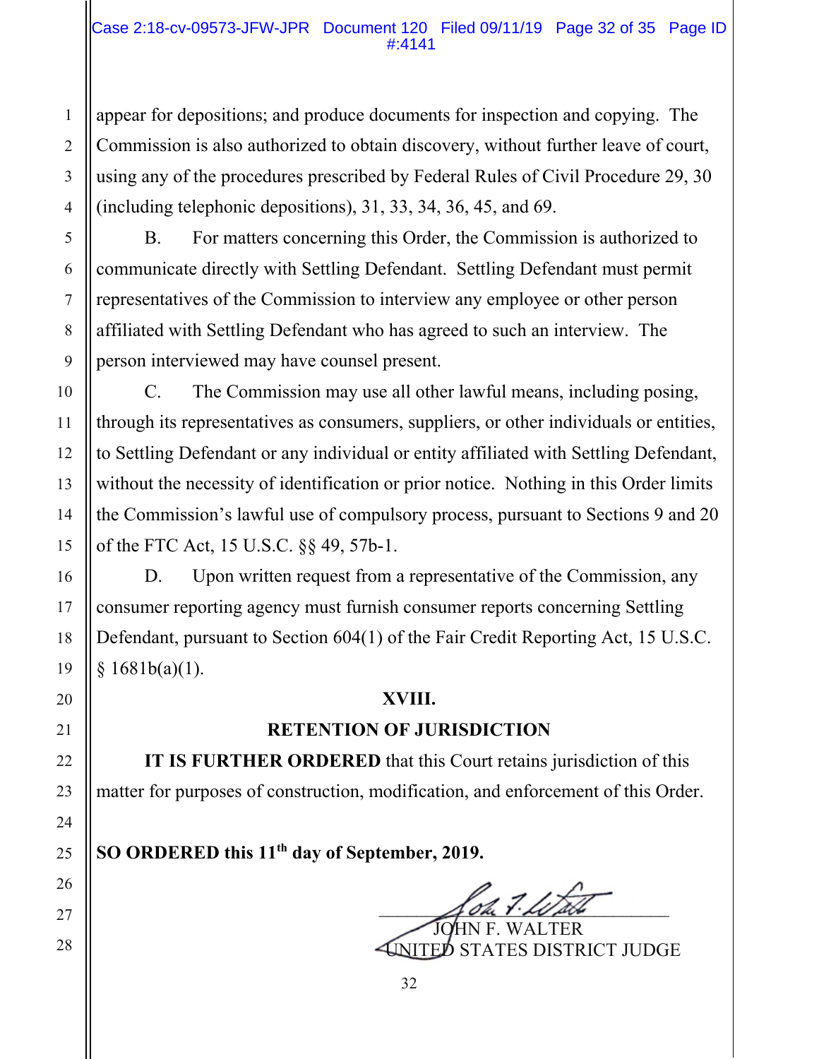appear for depositions; and produce documents for inspection and copying. The Commission is also authorized to obtain discovery, without further leave of court, using any of the procedures prescribed by Federal Rules of Civil Procedure 29, 30 (including telephonic depositions), 31, 33, 34, 36, 45, and 69.

B. For matters concerning this Order, the Commission is authorized to communicate directly with Settling Defendant. Settling Defendant must permit representatives of the Commission to interview any employee or other person affiliated with Settling Defendant who has agreed to such an interview. The person interviewed may have counsel present.

C. The Commission may use all other lawful means, including posing, through its representatives as consumers, suppliers, or other individuals or entities, to Settling Defendant or any individual or entity affiliated with Settling Defendant, without the necessity of identification or prior notice. Nothing in this Order limits the Commission's lawful use of compulsory process, pursuant to Sections 9 and 20 of the FTC Act, 15 U.S.C. §§ 49, 57b-1.

D. Upon written request from a representative of the Commission, any consumer reporting agency must furnish consumer reports concerning Settling Defendant, pursuant to Section 604(1) of the Fair Credit Reporting Act, 15 U.S.C. § 1681b(a)(1).

## XVIII.

## RETENTION OF JURISDICTION

**IT IS FURTHER ORDERED** that this Court retains jurisdiction of this matter for purposes of construction, modification, and enforcement of this Order.

**SO ORDERED this 11th day of September, 2019.**

JOHN F. WALTER
UNITED STATES DISTRICT JUDGE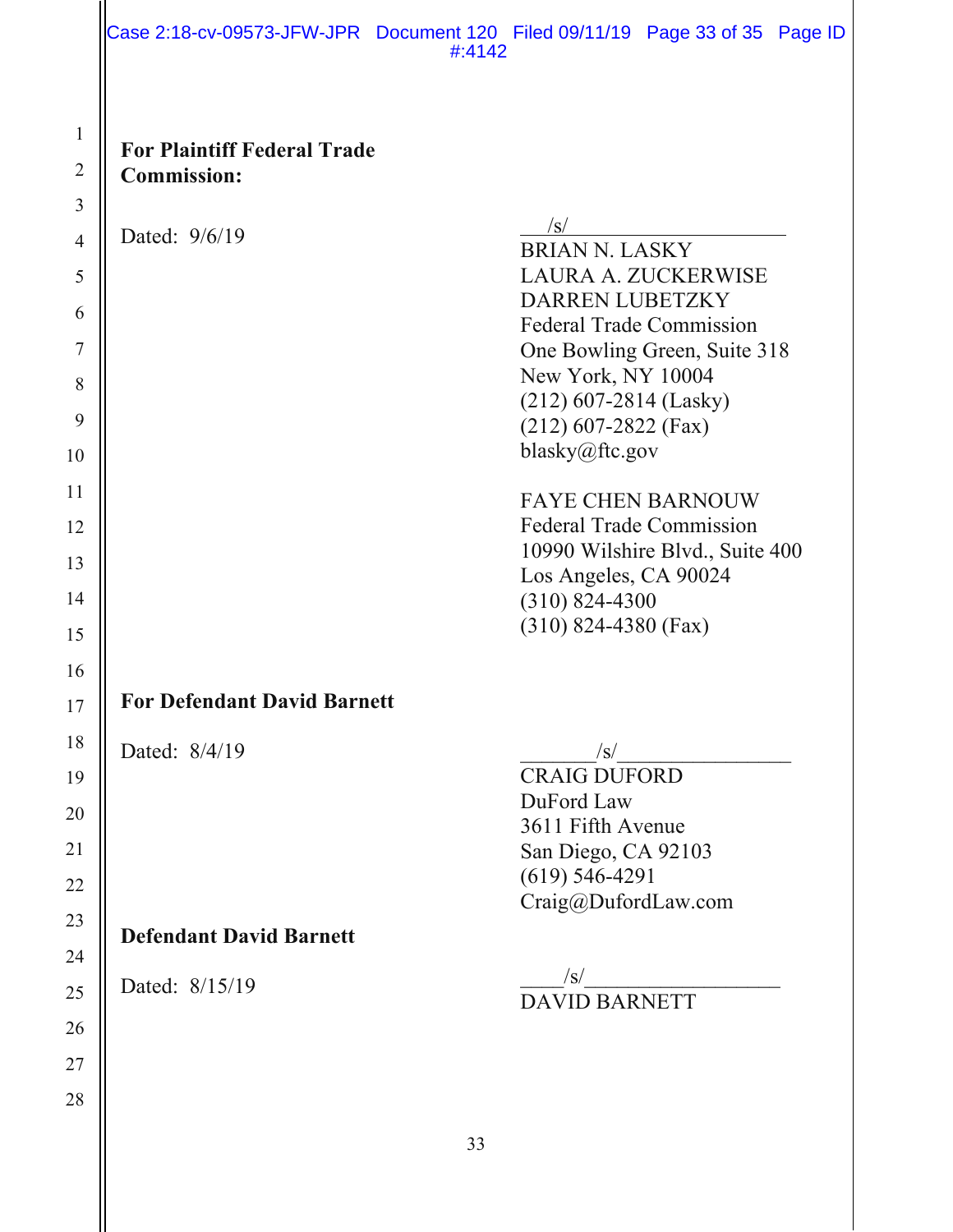**For Plaintiff Federal Trade Commission:**

Dated: 9/6/19

/s/
BRIAN N. LASKY
LAURA A. ZUCKERWISE
DARREN LUBETZKY
Federal Trade Commission
One Bowling Green, Suite 318
New York, NY 10004
(212) 607-2814 (Lasky)
(212) 607-2822 (Fax)
blasky@ftc.gov

FAYE CHEN BARNOUW
Federal Trade Commission
10990 Wilshire Blvd., Suite 400
Los Angeles, CA 90024
(310) 824-4300
(310) 824-4380 (Fax)

**For Defendant David Barnett**

Dated: 8/4/19

/s/
CRAIG DUFORD
DuFord Law
3611 Fifth Avenue
San Diego, CA 92103
(619) 546-4291
Craig@DufordLaw.com

**Defendant David Barnett**

Dated: 8/15/19

/s/
DAVID BARNETT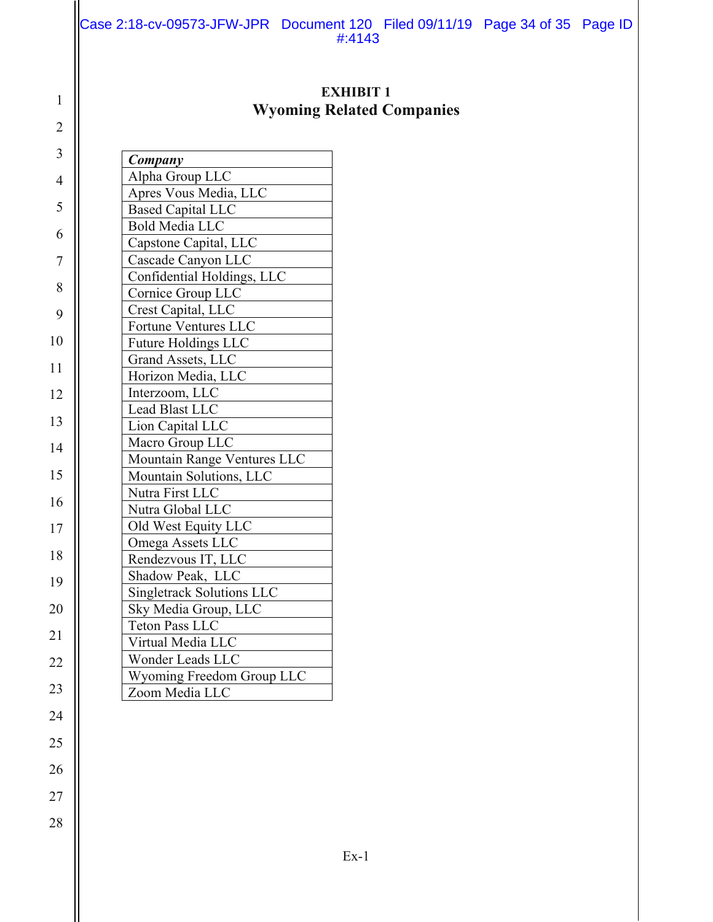**EXHIBIT 1**

**Wyoming Related Companies**

| *Company* |
|---|
| Alpha Group LLC |
| Apres Vous Media, LLC |
| Based Capital LLC |
| Bold Media LLC |
| Capstone Capital, LLC |
| Cascade Canyon LLC |
| Confidential Holdings, LLC |
| Cornice Group LLC |
| Crest Capital, LLC |
| Fortune Ventures LLC |
| Future Holdings LLC |
| Grand Assets, LLC |
| Horizon Media, LLC |
| Interzoom, LLC |
| Lead Blast LLC |
| Lion Capital LLC |
| Macro Group LLC |
| Mountain Range Ventures LLC |
| Mountain Solutions, LLC |
| Nutra First LLC |
| Nutra Global LLC |
| Old West Equity LLC |
| Omega Assets LLC |
| Rendezvous IT, LLC |
| Shadow Peak, LLC |
| Singletrack Solutions LLC |
| Sky Media Group, LLC |
| Teton Pass LLC |
| Virtual Media LLC |
| Wonder Leads LLC |
| Wyoming Freedom Group LLC |
| Zoom Media LLC |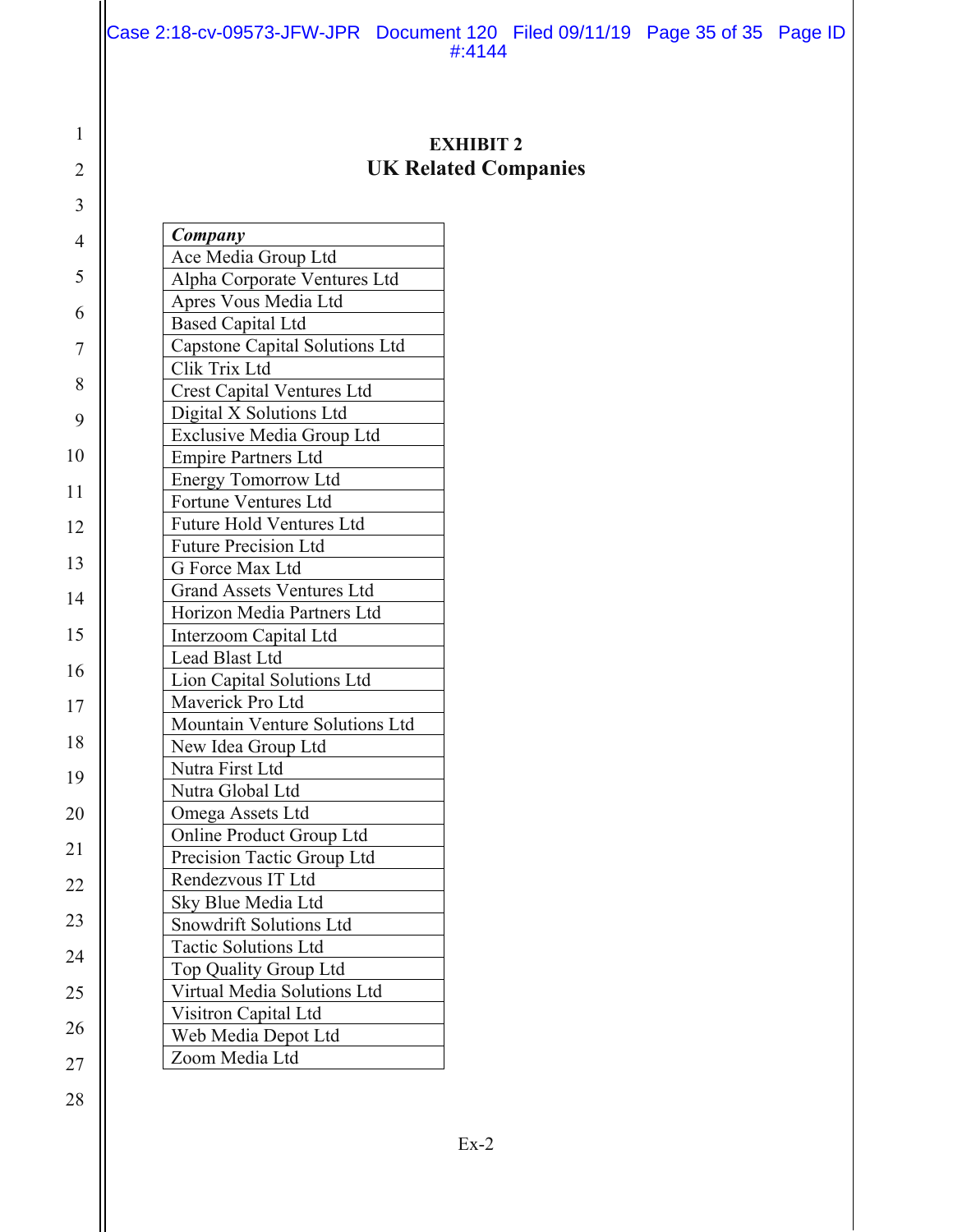**EXHIBIT 2**

**UK Related Companies**

| *Company* |
|---|
| Ace Media Group Ltd |
| Alpha Corporate Ventures Ltd |
| Apres Vous Media Ltd |
| Based Capital Ltd |
| Capstone Capital Solutions Ltd |
| Clik Trix Ltd |
| Crest Capital Ventures Ltd |
| Digital X Solutions Ltd |
| Exclusive Media Group Ltd |
| Empire Partners Ltd |
| Energy Tomorrow Ltd |
| Fortune Ventures Ltd |
| Future Hold Ventures Ltd |
| Future Precision Ltd |
| G Force Max Ltd |
| Grand Assets Ventures Ltd |
| Horizon Media Partners Ltd |
| Interzoom Capital Ltd |
| Lead Blast Ltd |
| Lion Capital Solutions Ltd |
| Maverick Pro Ltd |
| Mountain Venture Solutions Ltd |
| New Idea Group Ltd |
| Nutra First Ltd |
| Nutra Global Ltd |
| Omega Assets Ltd |
| Online Product Group Ltd |
| Precision Tactic Group Ltd |
| Rendezvous IT Ltd |
| Sky Blue Media Ltd |
| Snowdrift Solutions Ltd |
| Tactic Solutions Ltd |
| Top Quality Group Ltd |
| Virtual Media Solutions Ltd |
| Visitron Capital Ltd |
| Web Media Depot Ltd |
| Zoom Media Ltd |